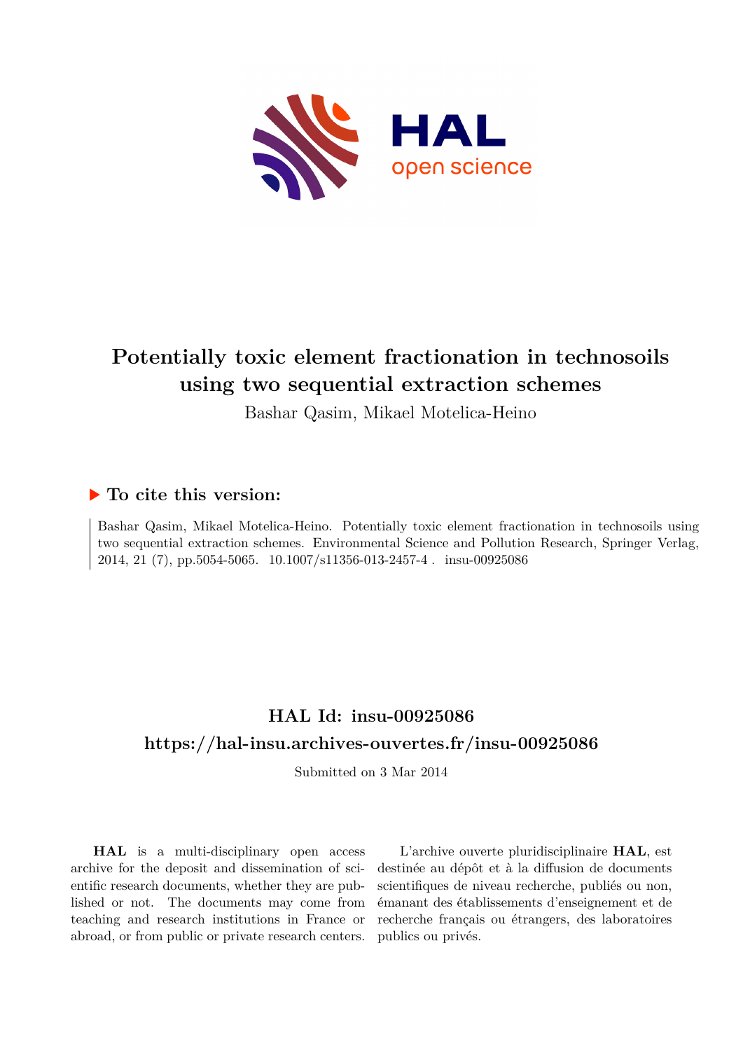# Potentially toxic element fractionation in technosoils using two sequential extraction schemes

Bashar Qasim, Mikael Motelica-Heino

## ▶ To cite this version:

Bashar Qasim, Mikael Motelica-Heino. Potentially toxic element fractionation in technosoils using two sequential extraction schemes. Environmental Science and Pollution Research, Springer Verlag, 2014, 21 (7), pp.5054-5065. 10.1007/s11356-013-2457-4 . insu-00925086

## HAL Id: insu-00925086

## https://hal-insu.archives-ouvertes.fr/insu-00925086

Submitted on 3 Mar 2014

**HAL** is a multi-disciplinary open access archive for the deposit and dissemination of scientific research documents, whether they are published or not. The documents may come from teaching and research institutions in France or abroad, or from public or private research centers.

L'archive ouverte pluridisciplinaire **HAL**, est destinée au dépôt et à la diffusion de documents scientifiques de niveau recherche, publiés ou non, émanant des établissements d'enseignement et de recherche français ou étrangers, des laboratoires publics ou privés.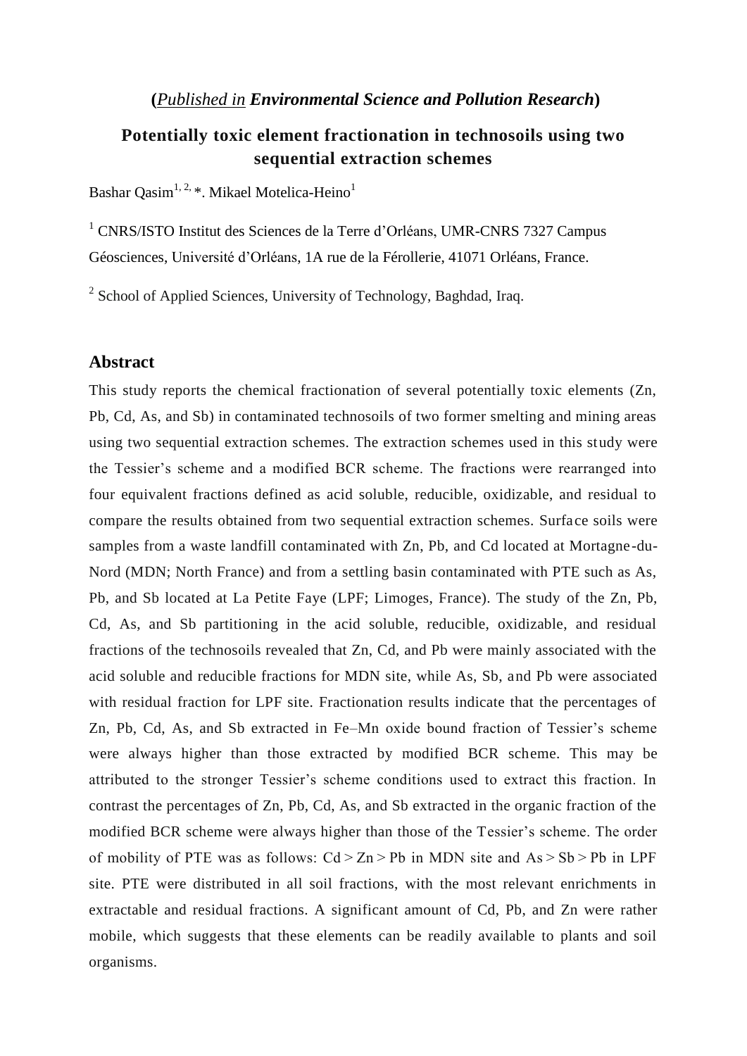**(*Published in* *Environmental Science and Pollution Research*)**

# Potentially toxic element fractionation in technosoils using two sequential extraction schemes

Bashar Qasim[1, 2, *]. Mikael Motelica-Heino[1]

[1] CNRS/ISTO Institut des Sciences de la Terre d'Orléans, UMR-CNRS 7327 Campus Géosciences, Université d'Orléans, 1A rue de la Férollerie, 41071 Orléans, France.

[2] School of Applied Sciences, University of Technology, Baghdad, Iraq.

## Abstract

This study reports the chemical fractionation of several potentially toxic elements (Zn, Pb, Cd, As, and Sb) in contaminated technosoils of two former smelting and mining areas using two sequential extraction schemes. The extraction schemes used in this study were the Tessier's scheme and a modified BCR scheme. The fractions were rearranged into four equivalent fractions defined as acid soluble, reducible, oxidizable, and residual to compare the results obtained from two sequential extraction schemes. Surface soils were samples from a waste landfill contaminated with Zn, Pb, and Cd located at Mortagne-du-Nord (MDN; North France) and from a settling basin contaminated with PTE such as As, Pb, and Sb located at La Petite Faye (LPF; Limoges, France). The study of the Zn, Pb, Cd, As, and Sb partitioning in the acid soluble, reducible, oxidizable, and residual fractions of the technosoils revealed that Zn, Cd, and Pb were mainly associated with the acid soluble and reducible fractions for MDN site, while As, Sb, and Pb were associated with residual fraction for LPF site. Fractionation results indicate that the percentages of Zn, Pb, Cd, As, and Sb extracted in Fe–Mn oxide bound fraction of Tessier's scheme were always higher than those extracted by modified BCR scheme. This may be attributed to the stronger Tessier's scheme conditions used to extract this fraction. In contrast the percentages of Zn, Pb, Cd, As, and Sb extracted in the organic fraction of the modified BCR scheme were always higher than those of the Tessier's scheme. The order of mobility of PTE was as follows: Cd > Zn > Pb in MDN site and As > Sb > Pb in LPF site. PTE were distributed in all soil fractions, with the most relevant enrichments in extractable and residual fractions. A significant amount of Cd, Pb, and Zn were rather mobile, which suggests that these elements can be readily available to plants and soil organisms.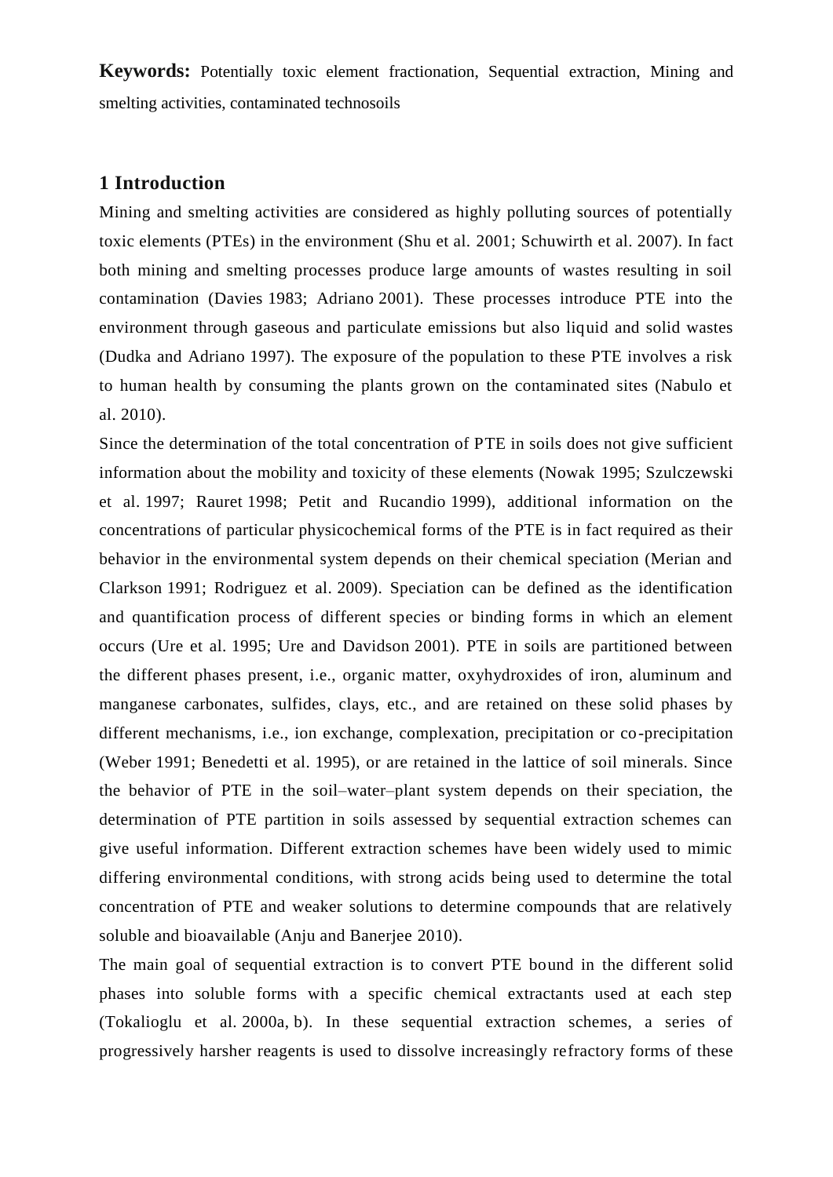**Keywords:** Potentially toxic element fractionation, Sequential extraction, Mining and smelting activities, contaminated technosoils

## 1 Introduction

Mining and smelting activities are considered as highly polluting sources of potentially toxic elements (PTEs) in the environment (Shu et al. 2001; Schuwirth et al. 2007). In fact both mining and smelting processes produce large amounts of wastes resulting in soil contamination (Davies 1983; Adriano 2001). These processes introduce PTE into the environment through gaseous and particulate emissions but also liquid and solid wastes (Dudka and Adriano 1997). The exposure of the population to these PTE involves a risk to human health by consuming the plants grown on the contaminated sites (Nabulo et al. 2010).

Since the determination of the total concentration of PTE in soils does not give sufficient information about the mobility and toxicity of these elements (Nowak 1995; Szulczewski et al. 1997; Rauret 1998; Petit and Rucandio 1999), additional information on the concentrations of particular physicochemical forms of the PTE is in fact required as their behavior in the environmental system depends on their chemical speciation (Merian and Clarkson 1991; Rodriguez et al. 2009). Speciation can be defined as the identification and quantification process of different species or binding forms in which an element occurs (Ure et al. 1995; Ure and Davidson 2001). PTE in soils are partitioned between the different phases present, i.e., organic matter, oxyhydroxides of iron, aluminum and manganese carbonates, sulfides, clays, etc., and are retained on these solid phases by different mechanisms, i.e., ion exchange, complexation, precipitation or co-precipitation (Weber 1991; Benedetti et al. 1995), or are retained in the lattice of soil minerals. Since the behavior of PTE in the soil–water–plant system depends on their speciation, the determination of PTE partition in soils assessed by sequential extraction schemes can give useful information. Different extraction schemes have been widely used to mimic differing environmental conditions, with strong acids being used to determine the total concentration of PTE and weaker solutions to determine compounds that are relatively soluble and bioavailable (Anju and Banerjee 2010).

The main goal of sequential extraction is to convert PTE bound in the different solid phases into soluble forms with a specific chemical extractants used at each step (Tokalioglu et al. 2000a, b). In these sequential extraction schemes, a series of progressively harsher reagents is used to dissolve increasingly refractory forms of these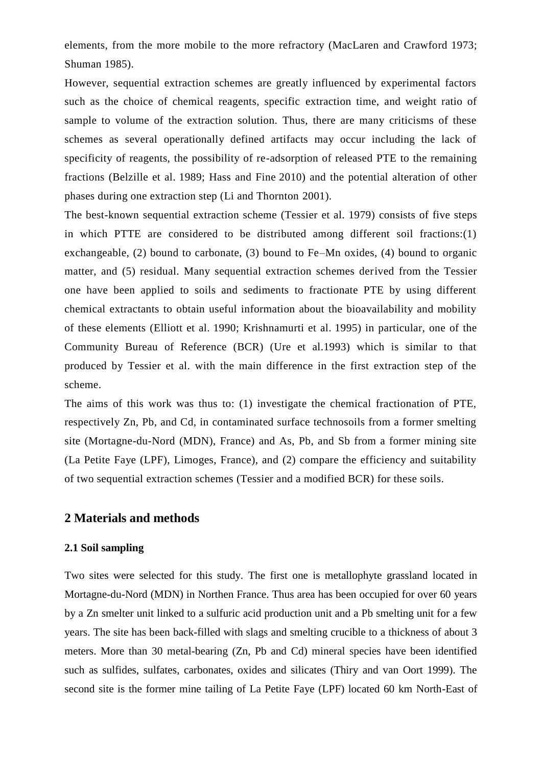elements, from the more mobile to the more refractory (MacLaren and Crawford 1973; Shuman 1985).

However, sequential extraction schemes are greatly influenced by experimental factors such as the choice of chemical reagents, specific extraction time, and weight ratio of sample to volume of the extraction solution. Thus, there are many criticisms of these schemes as several operationally defined artifacts may occur including the lack of specificity of reagents, the possibility of re-adsorption of released PTE to the remaining fractions (Belzille et al. 1989; Hass and Fine 2010) and the potential alteration of other phases during one extraction step (Li and Thornton 2001).

The best-known sequential extraction scheme (Tessier et al. 1979) consists of five steps in which PTTE are considered to be distributed among different soil fractions:(1) exchangeable, (2) bound to carbonate, (3) bound to Fe–Mn oxides, (4) bound to organic matter, and (5) residual. Many sequential extraction schemes derived from the Tessier one have been applied to soils and sediments to fractionate PTE by using different chemical extractants to obtain useful information about the bioavailability and mobility of these elements (Elliott et al. 1990; Krishnamurti et al. 1995) in particular, one of the Community Bureau of Reference (BCR) (Ure et al.1993) which is similar to that produced by Tessier et al. with the main difference in the first extraction step of the scheme.

The aims of this work was thus to: (1) investigate the chemical fractionation of PTE, respectively Zn, Pb, and Cd, in contaminated surface technosoils from a former smelting site (Mortagne-du-Nord (MDN), France) and As, Pb, and Sb from a former mining site (La Petite Faye (LPF), Limoges, France), and (2) compare the efficiency and suitability of two sequential extraction schemes (Tessier and a modified BCR) for these soils.

## 2 Materials and methods

### 2.1 Soil sampling

Two sites were selected for this study. The first one is metallophyte grassland located in Mortagne-du-Nord (MDN) in Northen France. Thus area has been occupied for over 60 years by a Zn smelter unit linked to a sulfuric acid production unit and a Pb smelting unit for a few years. The site has been back-filled with slags and smelting crucible to a thickness of about 3 meters. More than 30 metal-bearing (Zn, Pb and Cd) mineral species have been identified such as sulfides, sulfates, carbonates, oxides and silicates (Thiry and van Oort 1999). The second site is the former mine tailing of La Petite Faye (LPF) located 60 km North-East of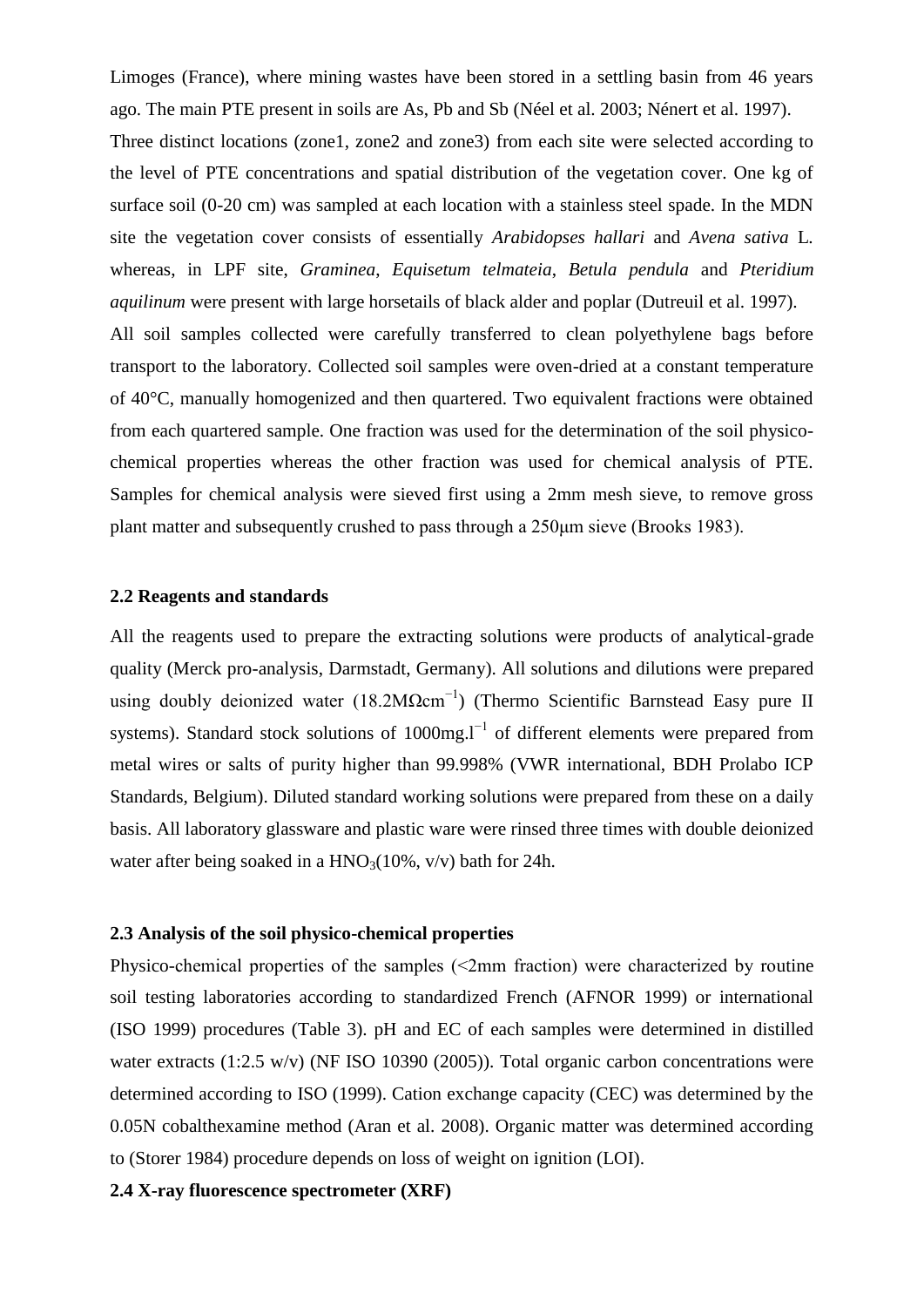Limoges (France), where mining wastes have been stored in a settling basin from 46 years ago. The main PTE present in soils are As, Pb and Sb (Néel et al. 2003; Nénert et al. 1997).

Three distinct locations (zone1, zone2 and zone3) from each site were selected according to the level of PTE concentrations and spatial distribution of the vegetation cover. One kg of surface soil (0-20 cm) was sampled at each location with a stainless steel spade. In the MDN site the vegetation cover consists of essentially *Arabidopses hallari* and *Avena sativa* L. whereas, in LPF site, *Graminea*, *Equisetum telmateia*, *Betula pendula* and *Pteridium aquilinum* were present with large horsetails of black alder and poplar (Dutreuil et al. 1997).

All soil samples collected were carefully transferred to clean polyethylene bags before transport to the laboratory. Collected soil samples were oven-dried at a constant temperature of 40°C, manually homogenized and then quartered. Two equivalent fractions were obtained from each quartered sample. One fraction was used for the determination of the soil physico-chemical properties whereas the other fraction was used for chemical analysis of PTE. Samples for chemical analysis were sieved first using a 2mm mesh sieve, to remove gross plant matter and subsequently crushed to pass through a 250μm sieve (Brooks 1983).

### 2.2 Reagents and standards

All the reagents used to prepare the extracting solutions were products of analytical-grade quality (Merck pro-analysis, Darmstadt, Germany). All solutions and dilutions were prepared using doubly deionized water ($18.2 M\Omega cm^{-1}$) (Thermo Scientific Barnstead Easy pure II systems). Standard stock solutions of $1000 mg.l^{-1}$ of different elements were prepared from metal wires or salts of purity higher than 99.998% (VWR international, BDH Prolabo ICP Standards, Belgium). Diluted standard working solutions were prepared from these on a daily basis. All laboratory glassware and plastic ware were rinsed three times with double deionized water after being soaked in a $HNO_3$(10%, v/v) bath for 24h.

### 2.3 Analysis of the soil physico-chemical properties

Physico-chemical properties of the samples (<2mm fraction) were characterized by routine soil testing laboratories according to standardized French (AFNOR 1999) or international (ISO 1999) procedures (Table 3). pH and EC of each samples were determined in distilled water extracts (1:2.5 w/v) (NF ISO 10390 (2005)). Total organic carbon concentrations were determined according to ISO (1999). Cation exchange capacity (CEC) was determined by the 0.05N cobalthexamine method (Aran et al. 2008). Organic matter was determined according to (Storer 1984) procedure depends on loss of weight on ignition (LOI).

### 2.4 X-ray fluorescence spectrometer (XRF)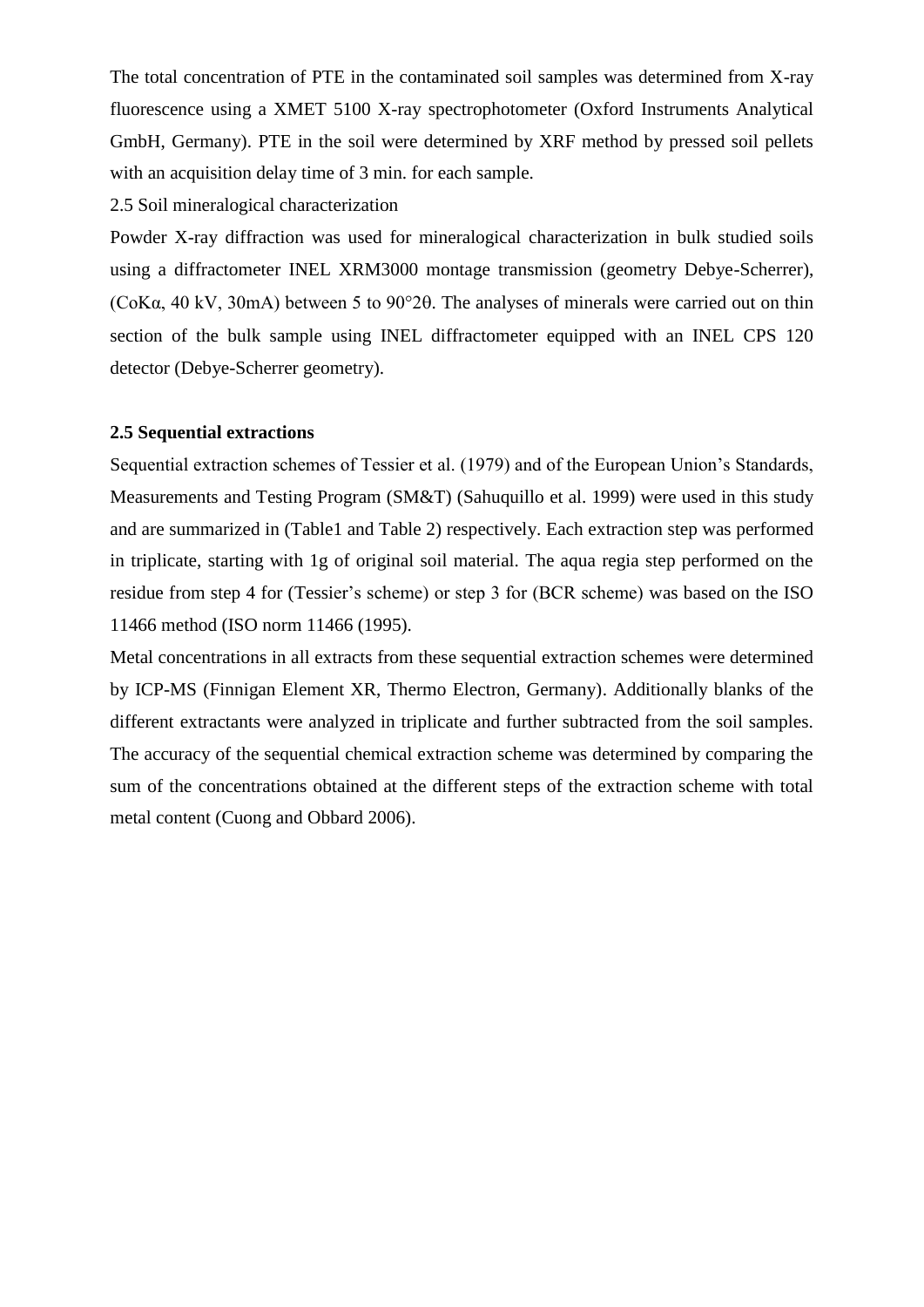The total concentration of PTE in the contaminated soil samples was determined from X-ray fluorescence using a XMET 5100 X-ray spectrophotometer (Oxford Instruments Analytical GmbH, Germany). PTE in the soil were determined by XRF method by pressed soil pellets with an acquisition delay time of 3 min. for each sample.

2.5 Soil mineralogical characterization

Powder X-ray diffraction was used for mineralogical characterization in bulk studied soils using a diffractometer INEL XRM3000 montage transmission (geometry Debye-Scherrer), (CoKα, 40 kV, 30mA) between 5 to 90°2θ. The analyses of minerals were carried out on thin section of the bulk sample using INEL diffractometer equipped with an INEL CPS 120 detector (Debye-Scherrer geometry).

**2.5 Sequential extractions**

Sequential extraction schemes of Tessier et al. (1979) and of the European Union's Standards, Measurements and Testing Program (SM&T) (Sahuquillo et al. 1999) were used in this study and are summarized in (Table1 and Table 2) respectively. Each extraction step was performed in triplicate, starting with 1g of original soil material. The aqua regia step performed on the residue from step 4 for (Tessier's scheme) or step 3 for (BCR scheme) was based on the ISO 11466 method (ISO norm 11466 (1995).

Metal concentrations in all extracts from these sequential extraction schemes were determined by ICP-MS (Finnigan Element XR, Thermo Electron, Germany). Additionally blanks of the different extractants were analyzed in triplicate and further subtracted from the soil samples. The accuracy of the sequential chemical extraction scheme was determined by comparing the sum of the concentrations obtained at the different steps of the extraction scheme with total metal content (Cuong and Obbard 2006).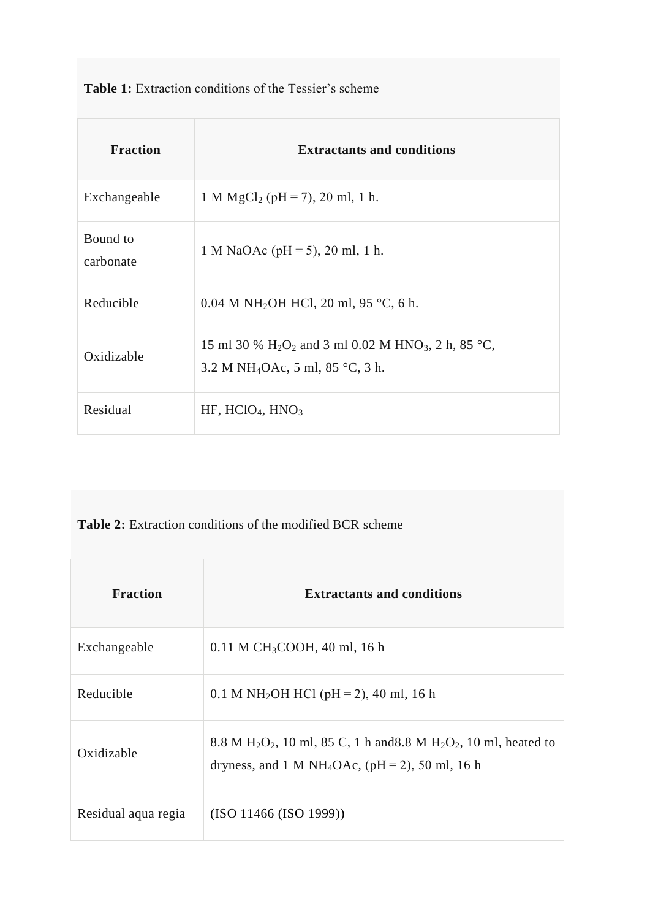**Table 1:** Extraction conditions of the Tessier's scheme

| Fraction | Extractants and conditions |
|---|---|
| Exchangeable | 1 M $MgCl_2$ (pH = 7), 20 ml, 1 h. |
| Bound to carbonate | 1 M NaOAc (pH = 5), 20 ml, 1 h. |
| Reducible | 0.04 M $NH_2OH$ HCl, 20 ml, 95 °C, 6 h. |
| Oxidizable | 15 ml 30 % $H_2O_2$ and 3 ml 0.02 M $HNO_3$, 2 h, 85 °C, 3.2 M $NH_4OAc$, 5 ml, 85 °C, 3 h. |
| Residual | HF, $HClO_4$, $HNO_3$ |

**Table 2:** Extraction conditions of the modified BCR scheme

| Fraction | Extractants and conditions |
|---|---|
| Exchangeable | 0.11 M $CH_3COOH$, 40 ml, 16 h |
| Reducible | 0.1 M $NH_2OH$ HCl (pH = 2), 40 ml, 16 h |
| Oxidizable | 8.8 M $H_2O_2$, 10 ml, 85 C, 1 h and8.8 M $H_2O_2$, 10 ml, heated to dryness, and 1 M $NH_4OAc$, (pH = 2), 50 ml, 16 h |
| Residual aqua regia | (ISO 11466 (ISO 1999)) |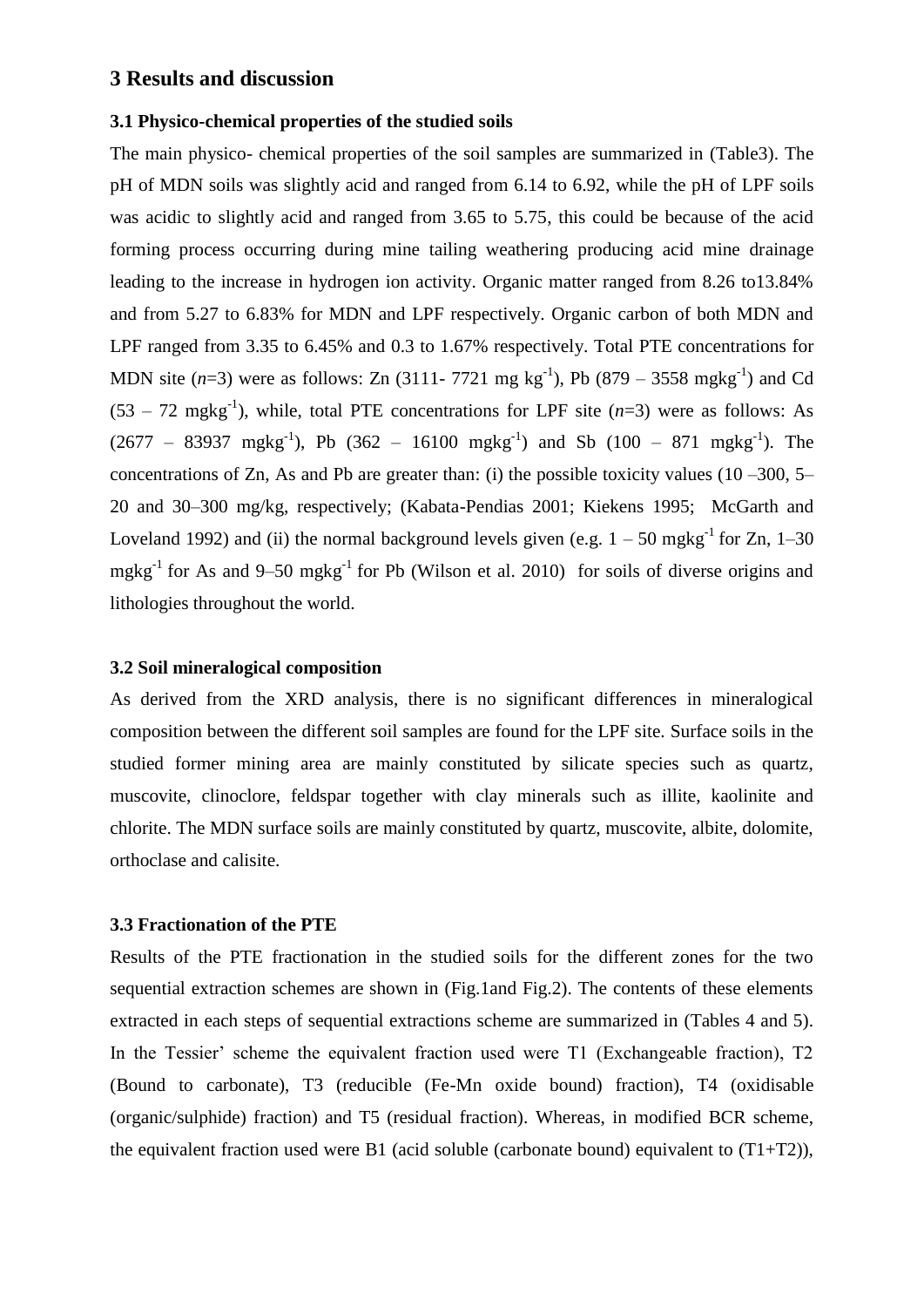## 3 Results and discussion

### 3.1 Physico-chemical properties of the studied soils

The main physico- chemical properties of the soil samples are summarized in (Table3). The pH of MDN soils was slightly acid and ranged from 6.14 to 6.92, while the pH of LPF soils was acidic to slightly acid and ranged from 3.65 to 5.75, this could be because of the acid forming process occurring during mine tailing weathering producing acid mine drainage leading to the increase in hydrogen ion activity. Organic matter ranged from 8.26 to13.84% and from 5.27 to 6.83% for MDN and LPF respectively. Organic carbon of both MDN and LPF ranged from 3.35 to 6.45% and 0.3 to 1.67% respectively. Total PTE concentrations for MDN site (*n*=3) were as follows: Zn (3111- 7721 mg $kg^{-1}$), Pb (879 – 3558 $mgkg^{-1}$) and Cd (53 – 72 $mgkg^{-1}$), while, total PTE concentrations for LPF site (*n*=3) were as follows: As (2677 – 83937 $mgkg^{-1}$), Pb (362 – 16100 $mgkg^{-1}$) and Sb (100 – 871 $mgkg^{-1}$). The concentrations of Zn, As and Pb are greater than: (i) the possible toxicity values (10 –300, 5–20 and 30–300 mg/kg, respectively; (Kabata-Pendias 2001; Kiekens 1995; McGarth and Loveland 1992) and (ii) the normal background levels given (e.g. 1 – 50 $mgkg^{-1}$ for Zn, 1–30 $mgkg^{-1}$ for As and 9–50 $mgkg^{-1}$ for Pb (Wilson et al. 2010) for soils of diverse origins and lithologies throughout the world.

### 3.2 Soil mineralogical composition

As derived from the XRD analysis, there is no significant differences in mineralogical composition between the different soil samples are found for the LPF site. Surface soils in the studied former mining area are mainly constituted by silicate species such as quartz, muscovite, clinoclore, feldspar together with clay minerals such as illite, kaolinite and chlorite. The MDN surface soils are mainly constituted by quartz, muscovite, albite, dolomite, orthoclase and calisite.

### 3.3 Fractionation of the PTE

Results of the PTE fractionation in the studied soils for the different zones for the two sequential extraction schemes are shown in (Fig.1and Fig.2). The contents of these elements extracted in each steps of sequential extractions scheme are summarized in (Tables 4 and 5). In the Tessier' scheme the equivalent fraction used were T1 (Exchangeable fraction), T2 (Bound to carbonate), T3 (reducible (Fe-Mn oxide bound) fraction), T4 (oxidisable (organic/sulphide) fraction) and T5 (residual fraction). Whereas, in modified BCR scheme, the equivalent fraction used were B1 (acid soluble (carbonate bound) equivalent to (T1+T2)),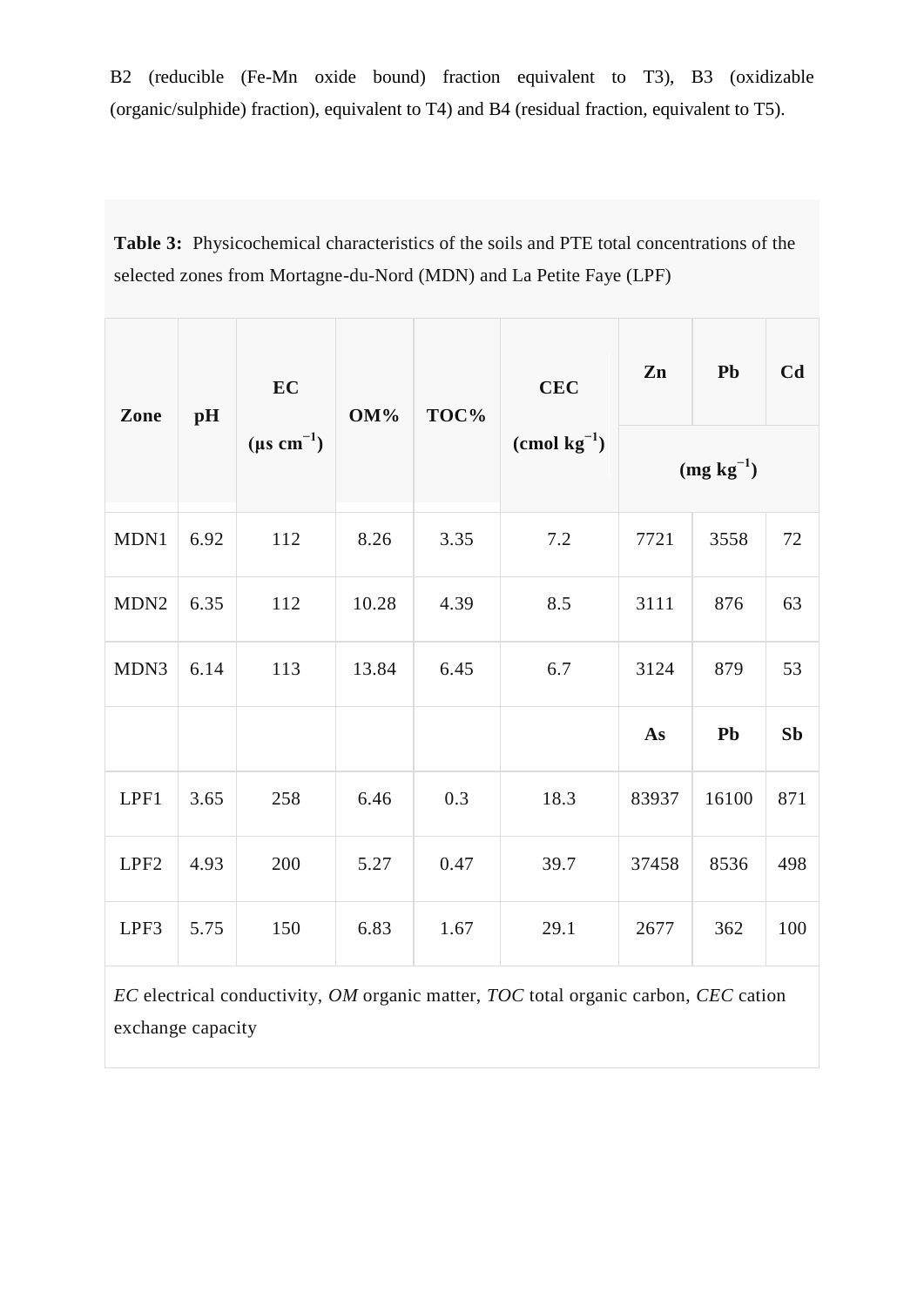B2 (reducible (Fe-Mn oxide bound) fraction equivalent to T3), B3 (oxidizable (organic/sulphide) fraction), equivalent to T4) and B4 (residual fraction, equivalent to T5).

**Table 3:** Physicochemical characteristics of the soils and PTE total concentrations of the selected zones from Mortagne-du-Nord (MDN) and La Petite Faye (LPF)

| Zone | pH | EC ($\mu s\ cm^{-1}$) | OM% | TOC% | CEC ($cmol\ kg^{-1}$) | Zn | Pb | Cd |
|---|---|---|---|---|---|---|---|---|
| | | | | | | ($mg\ kg^{-1}$) | | |
| MDN1 | 6.92 | 112 | 8.26 | 3.35 | 7.2 | 7721 | 3558 | 72 |
| MDN2 | 6.35 | 112 | 10.28 | 4.39 | 8.5 | 3111 | 876 | 63 |
| MDN3 | 6.14 | 113 | 13.84 | 6.45 | 6.7 | 3124 | 879 | 53 |
| | | | | | | **As** | **Pb** | **Sb** |
| LPF1 | 3.65 | 258 | 6.46 | 0.3 | 18.3 | 83937 | 16100 | 871 |
| LPF2 | 4.93 | 200 | 5.27 | 0.47 | 39.7 | 37458 | 8536 | 498 |
| LPF3 | 5.75 | 150 | 6.83 | 1.67 | 29.1 | 2677 | 362 | 100 |

*EC* electrical conductivity, *OM* organic matter, *TOC* total organic carbon, *CEC* cation exchange capacity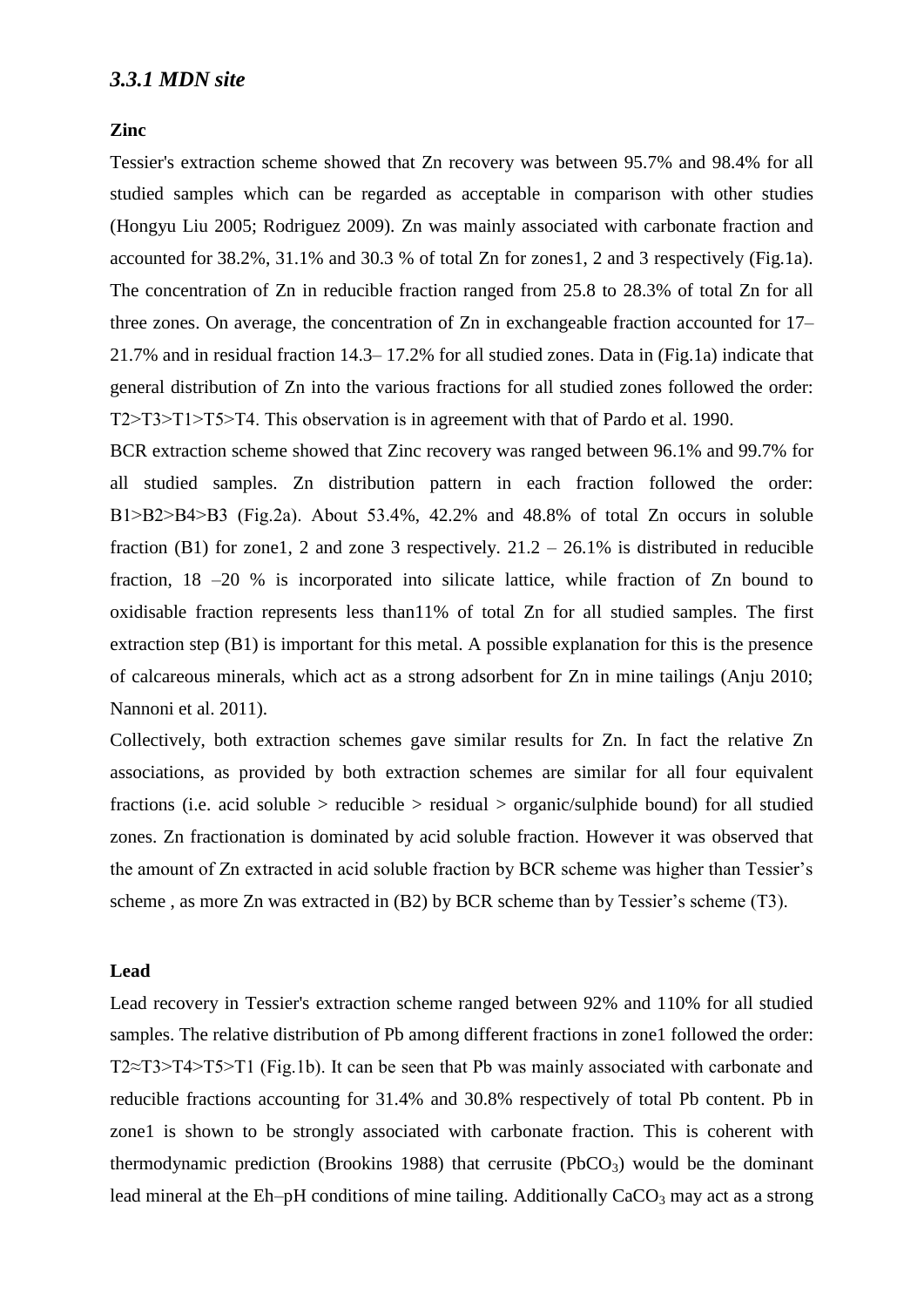### *3.3.1 MDN site*

**Zinc**

Tessier's extraction scheme showed that Zn recovery was between 95.7% and 98.4% for all studied samples which can be regarded as acceptable in comparison with other studies (Hongyu Liu 2005; Rodriguez 2009). Zn was mainly associated with carbonate fraction and accounted for 38.2%, 31.1% and 30.3 % of total Zn for zones1, 2 and 3 respectively (Fig.1a). The concentration of Zn in reducible fraction ranged from 25.8 to 28.3% of total Zn for all three zones. On average, the concentration of Zn in exchangeable fraction accounted for 17–21.7% and in residual fraction 14.3– 17.2% for all studied zones. Data in (Fig.1a) indicate that general distribution of Zn into the various fractions for all studied zones followed the order: T2>T3>T1>T5>T4. This observation is in agreement with that of Pardo et al. 1990.

BCR extraction scheme showed that Zinc recovery was ranged between 96.1% and 99.7% for all studied samples. Zn distribution pattern in each fraction followed the order: B1>B2>B4>B3 (Fig.2a). About 53.4%, 42.2% and 48.8% of total Zn occurs in soluble fraction (B1) for zone1, 2 and zone 3 respectively. 21.2 – 26.1% is distributed in reducible fraction, 18 –20 % is incorporated into silicate lattice, while fraction of Zn bound to oxidisable fraction represents less than11% of total Zn for all studied samples. The first extraction step (B1) is important for this metal. A possible explanation for this is the presence of calcareous minerals, which act as a strong adsorbent for Zn in mine tailings (Anju 2010; Nannoni et al. 2011).

Collectively, both extraction schemes gave similar results for Zn. In fact the relative Zn associations, as provided by both extraction schemes are similar for all four equivalent fractions (i.e. acid soluble > reducible > residual > organic/sulphide bound) for all studied zones. Zn fractionation is dominated by acid soluble fraction. However it was observed that the amount of Zn extracted in acid soluble fraction by BCR scheme was higher than Tessier's scheme , as more Zn was extracted in (B2) by BCR scheme than by Tessier's scheme (T3).

**Lead**

Lead recovery in Tessier's extraction scheme ranged between 92% and 110% for all studied samples. The relative distribution of Pb among different fractions in zone1 followed the order: T2≈T3>T4>T5>T1 (Fig.1b). It can be seen that Pb was mainly associated with carbonate and reducible fractions accounting for 31.4% and 30.8% respectively of total Pb content. Pb in zone1 is shown to be strongly associated with carbonate fraction. This is coherent with thermodynamic prediction (Brookins 1988) that cerrusite ($PbCO_3$) would be the dominant lead mineral at the Eh–pH conditions of mine tailing. Additionally $CaCO_3$ may act as a strong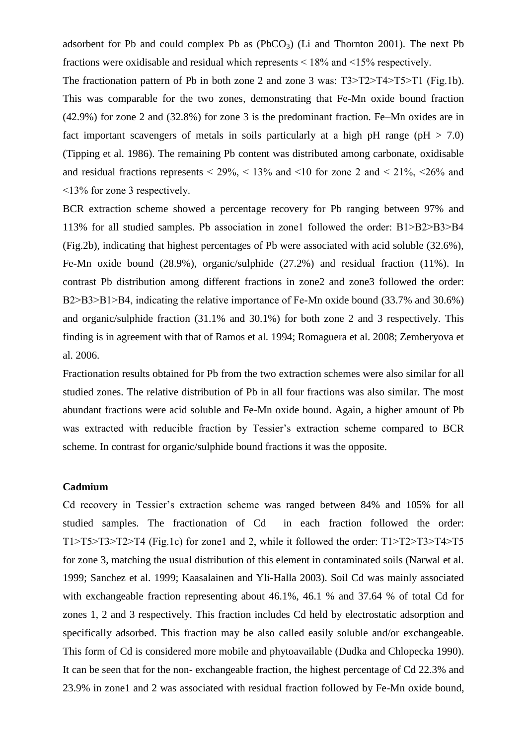adsorbent for Pb and could complex Pb as ($PbCO_3$) (Li and Thornton 2001). The next Pb fractions were oxidisable and residual which represents < 18% and <15% respectively.

The fractionation pattern of Pb in both zone 2 and zone 3 was: T3>T2>T4>T5>T1 (Fig.1b). This was comparable for the two zones, demonstrating that Fe-Mn oxide bound fraction (42.9%) for zone 2 and (32.8%) for zone 3 is the predominant fraction. Fe–Mn oxides are in fact important scavengers of metals in soils particularly at a high pH range (pH > 7.0) (Tipping et al. 1986). The remaining Pb content was distributed among carbonate, oxidisable and residual fractions represents < 29%, < 13% and <10 for zone 2 and < 21%, <26% and <13% for zone 3 respectively.

BCR extraction scheme showed a percentage recovery for Pb ranging between 97% and 113% for all studied samples. Pb association in zone1 followed the order: B1>B2>B3>B4 (Fig.2b), indicating that highest percentages of Pb were associated with acid soluble (32.6%), Fe-Mn oxide bound (28.9%), organic/sulphide (27.2%) and residual fraction (11%). In contrast Pb distribution among different fractions in zone2 and zone3 followed the order: B2>B3>B1>B4, indicating the relative importance of Fe-Mn oxide bound (33.7% and 30.6%) and organic/sulphide fraction (31.1% and 30.1%) for both zone 2 and 3 respectively. This finding is in agreement with that of Ramos et al. 1994; Romaguera et al. 2008; Zemberyova et al. 2006.

Fractionation results obtained for Pb from the two extraction schemes were also similar for all studied zones. The relative distribution of Pb in all four fractions was also similar. The most abundant fractions were acid soluble and Fe-Mn oxide bound. Again, a higher amount of Pb was extracted with reducible fraction by Tessier's extraction scheme compared to BCR scheme. In contrast for organic/sulphide bound fractions it was the opposite.

**Cadmium**

Cd recovery in Tessier's extraction scheme was ranged between 84% and 105% for all studied samples. The fractionation of Cd in each fraction followed the order: T1>T5>T3>T2>T4 (Fig.1c) for zone1 and 2, while it followed the order: T1>T2>T3>T4>T5 for zone 3, matching the usual distribution of this element in contaminated soils (Narwal et al. 1999; Sanchez et al. 1999; Kaasalainen and Yli-Halla 2003). Soil Cd was mainly associated with exchangeable fraction representing about 46.1%, 46.1 % and 37.64 % of total Cd for zones 1, 2 and 3 respectively. This fraction includes Cd held by electrostatic adsorption and specifically adsorbed. This fraction may be also called easily soluble and/or exchangeable. This form of Cd is considered more mobile and phytoavailable (Dudka and Chlopecka 1990). It can be seen that for the non- exchangeable fraction, the highest percentage of Cd 22.3% and 23.9% in zone1 and 2 was associated with residual fraction followed by Fe-Mn oxide bound,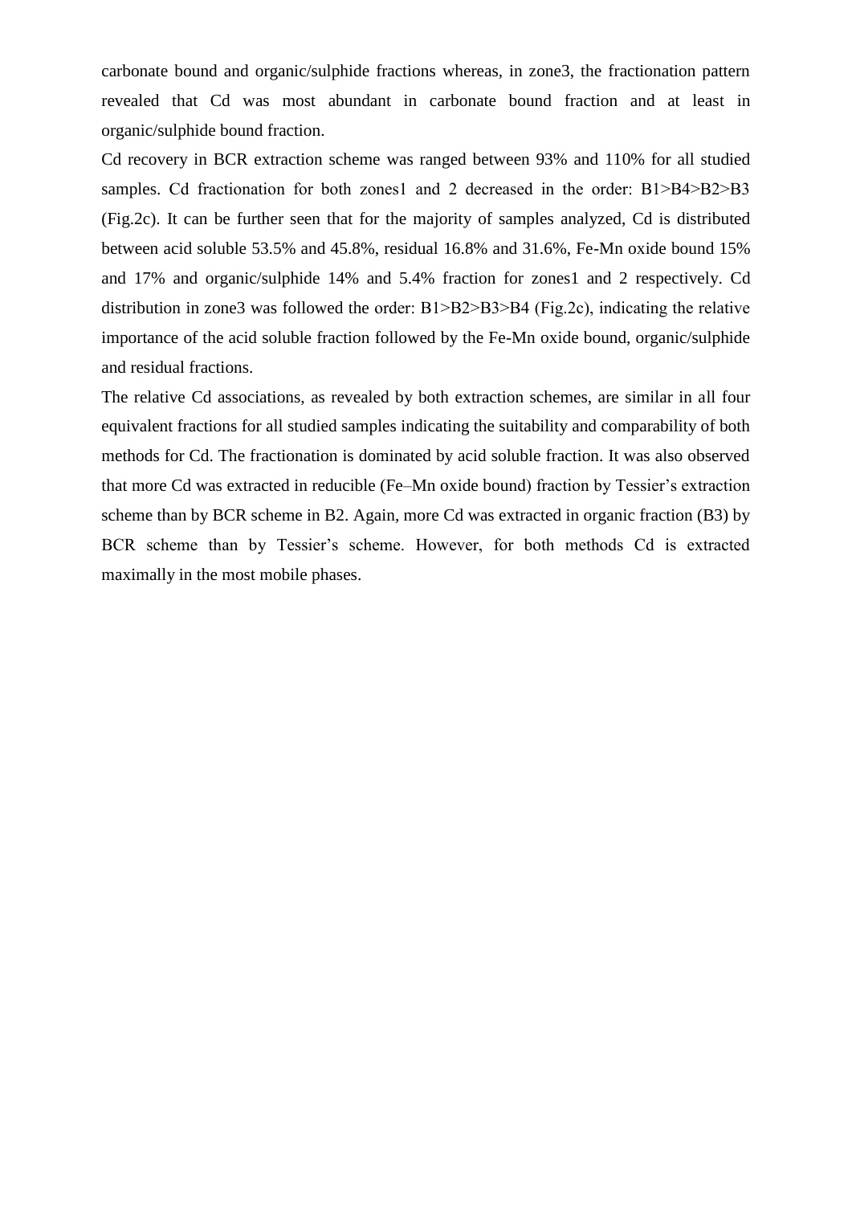carbonate bound and organic/sulphide fractions whereas, in zone3, the fractionation pattern revealed that Cd was most abundant in carbonate bound fraction and at least in organic/sulphide bound fraction.

Cd recovery in BCR extraction scheme was ranged between 93% and 110% for all studied samples. Cd fractionation for both zones1 and 2 decreased in the order: B1>B4>B2>B3 (Fig.2c). It can be further seen that for the majority of samples analyzed, Cd is distributed between acid soluble 53.5% and 45.8%, residual 16.8% and 31.6%, Fe-Mn oxide bound 15% and 17% and organic/sulphide 14% and 5.4% fraction for zones1 and 2 respectively. Cd distribution in zone3 was followed the order: B1>B2>B3>B4 (Fig.2c), indicating the relative importance of the acid soluble fraction followed by the Fe-Mn oxide bound, organic/sulphide and residual fractions.

The relative Cd associations, as revealed by both extraction schemes, are similar in all four equivalent fractions for all studied samples indicating the suitability and comparability of both methods for Cd. The fractionation is dominated by acid soluble fraction. It was also observed that more Cd was extracted in reducible (Fe–Mn oxide bound) fraction by Tessier's extraction scheme than by BCR scheme in B2. Again, more Cd was extracted in organic fraction (B3) by BCR scheme than by Tessier's scheme. However, for both methods Cd is extracted maximally in the most mobile phases.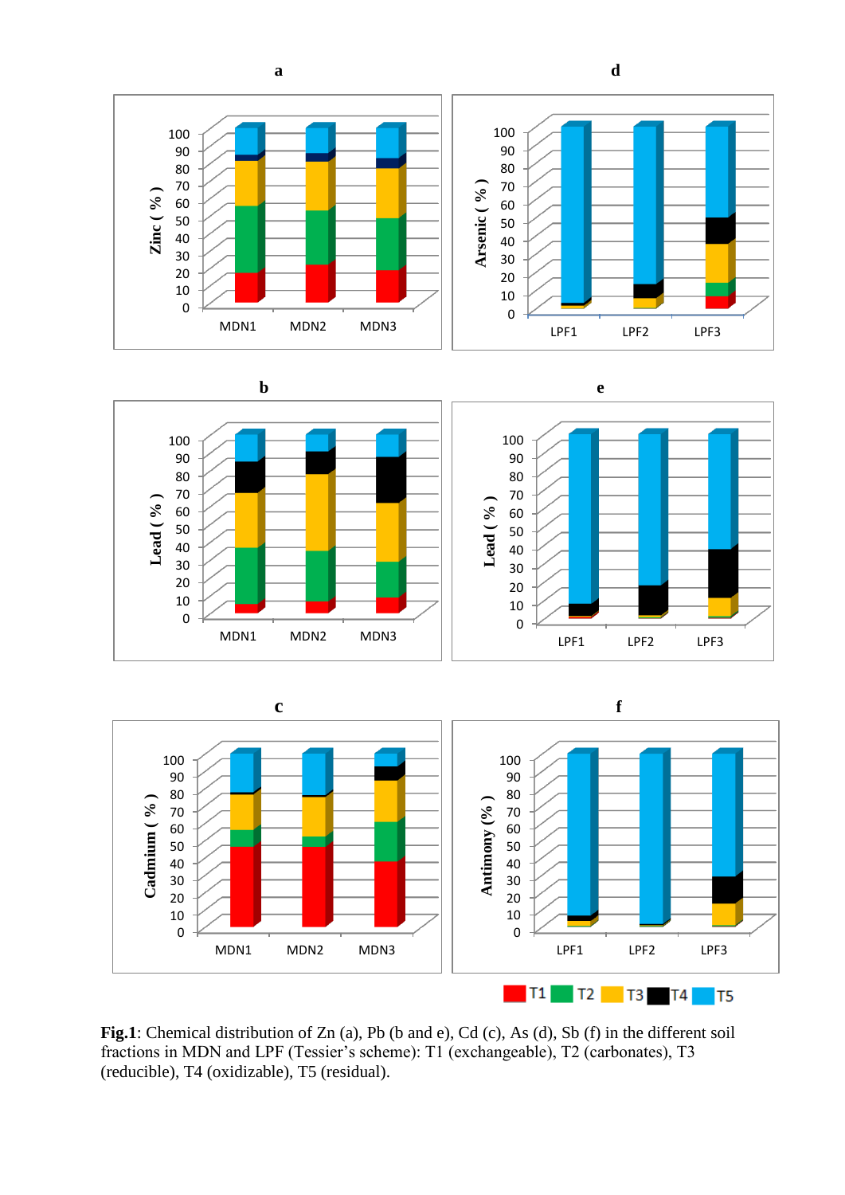**Fig.1**: Chemical distribution of Zn (a), Pb (b and e), Cd (c), As (d), Sb (f) in the different soil fractions in MDN and LPF (Tessier's scheme): T1 (exchangeable), T2 (carbonates), T3 (reducible), T4 (oxidizable), T5 (residual).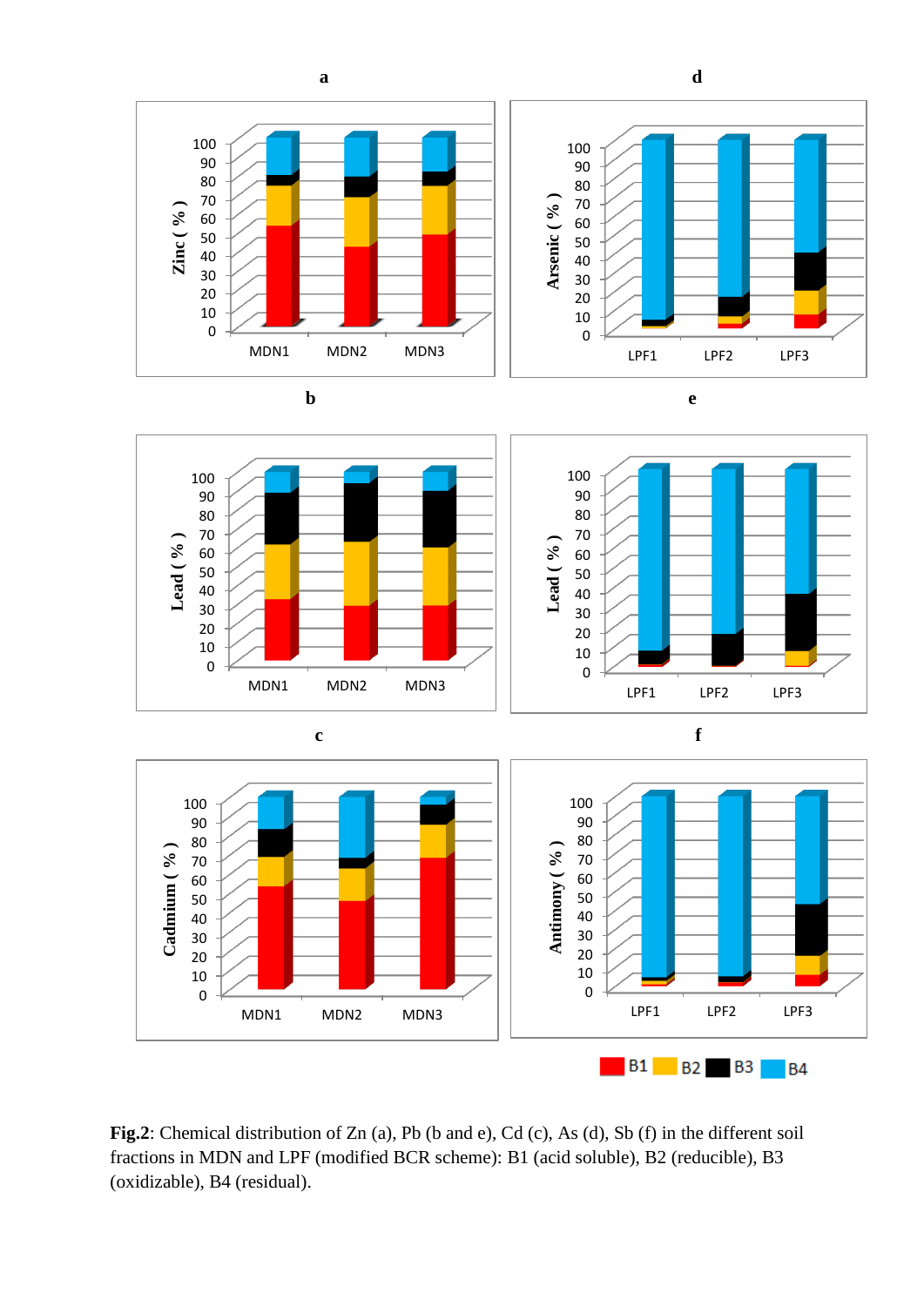**Fig.2**: Chemical distribution of Zn (a), Pb (b and e), Cd (c), As (d), Sb (f) in the different soil fractions in MDN and LPF (modified BCR scheme): B1 (acid soluble), B2 (reducible), B3 (oxidizable), B4 (residual).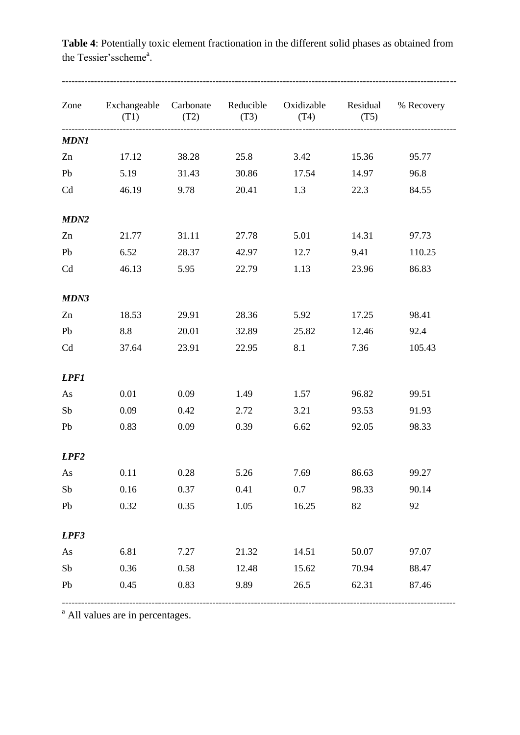**Table 4**: Potentially toxic element fractionation in the different solid phases as obtained from the Tessier'sscheme[a].

| Zone | Exchangeable (T1) | Carbonate (T2) | Reducible (T3) | Oxidizable (T4) | Residual (T5) | % Recovery |
|---|---|---|---|---|---|---|
| ***MDN1*** | | | | | | |
| Zn | 17.12 | 38.28 | 25.8 | 3.42 | 15.36 | 95.77 |
| Pb | 5.19 | 31.43 | 30.86 | 17.54 | 14.97 | 96.8 |
| Cd | 46.19 | 9.78 | 20.41 | 1.3 | 22.3 | 84.55 |
| ***MDN2*** | | | | | | |
| Zn | 21.77 | 31.11 | 27.78 | 5.01 | 14.31 | 97.73 |
| Pb | 6.52 | 28.37 | 42.97 | 12.7 | 9.41 | 110.25 |
| Cd | 46.13 | 5.95 | 22.79 | 1.13 | 23.96 | 86.83 |
| ***MDN3*** | | | | | | |
| Zn | 18.53 | 29.91 | 28.36 | 5.92 | 17.25 | 98.41 |
| Pb | 8.8 | 20.01 | 32.89 | 25.82 | 12.46 | 92.4 |
| Cd | 37.64 | 23.91 | 22.95 | 8.1 | 7.36 | 105.43 |
| ***LPF1*** | | | | | | |
| As | 0.01 | 0.09 | 1.49 | 1.57 | 96.82 | 99.51 |
| Sb | 0.09 | 0.42 | 2.72 | 3.21 | 93.53 | 91.93 |
| Pb | 0.83 | 0.09 | 0.39 | 6.62 | 92.05 | 98.33 |
| ***LPF2*** | | | | | | |
| As | 0.11 | 0.28 | 5.26 | 7.69 | 86.63 | 99.27 |
| Sb | 0.16 | 0.37 | 0.41 | 0.7 | 98.33 | 90.14 |
| Pb | 0.32 | 0.35 | 1.05 | 16.25 | 82 | 92 |
| ***LPF3*** | | | | | | |
| As | 6.81 | 7.27 | 21.32 | 14.51 | 50.07 | 97.07 |
| Sb | 0.36 | 0.58 | 12.48 | 15.62 | 70.94 | 88.47 |
| Pb | 0.45 | 0.83 | 9.89 | 26.5 | 62.31 | 87.46 |

[a] All values are in percentages.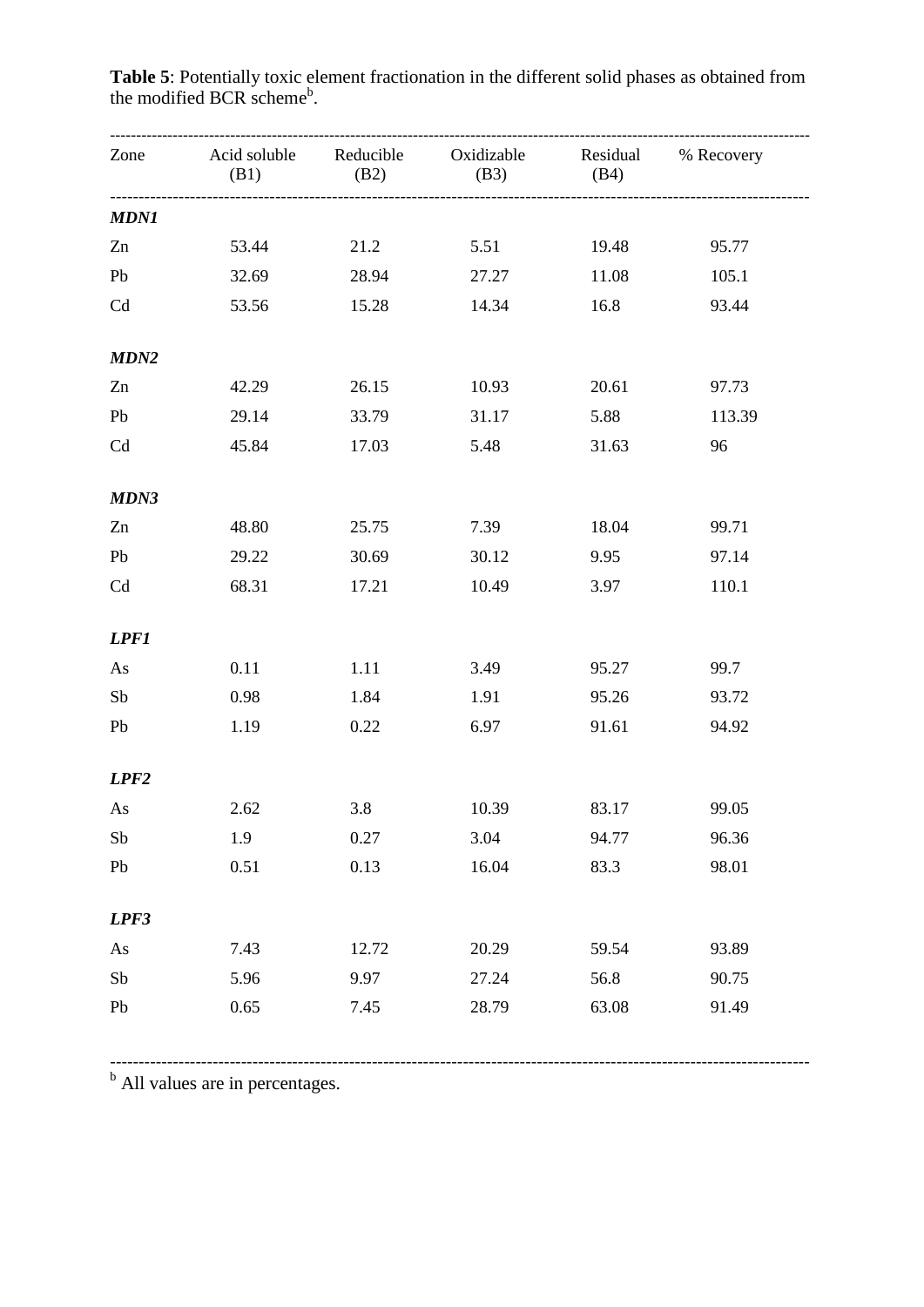**Table 5**: Potentially toxic element fractionation in the different solid phases as obtained from the modified BCR scheme[b].

| Zone | Acid soluble (B1) | Reducible (B2) | Oxidizable (B3) | Residual (B4) | % Recovery |
|---|---|---|---|---|---|
| ***MDN1*** | | | | | |
| Zn | 53.44 | 21.2 | 5.51 | 19.48 | 95.77 |
| Pb | 32.69 | 28.94 | 27.27 | 11.08 | 105.1 |
| Cd | 53.56 | 15.28 | 14.34 | 16.8 | 93.44 |
| ***MDN2*** | | | | | |
| Zn | 42.29 | 26.15 | 10.93 | 20.61 | 97.73 |
| Pb | 29.14 | 33.79 | 31.17 | 5.88 | 113.39 |
| Cd | 45.84 | 17.03 | 5.48 | 31.63 | 96 |
| ***MDN3*** | | | | | |
| Zn | 48.80 | 25.75 | 7.39 | 18.04 | 99.71 |
| Pb | 29.22 | 30.69 | 30.12 | 9.95 | 97.14 |
| Cd | 68.31 | 17.21 | 10.49 | 3.97 | 110.1 |
| ***LPF1*** | | | | | |
| As | 0.11 | 1.11 | 3.49 | 95.27 | 99.7 |
| Sb | 0.98 | 1.84 | 1.91 | 95.26 | 93.72 |
| Pb | 1.19 | 0.22 | 6.97 | 91.61 | 94.92 |
| ***LPF2*** | | | | | |
| As | 2.62 | 3.8 | 10.39 | 83.17 | 99.05 |
| Sb | 1.9 | 0.27 | 3.04 | 94.77 | 96.36 |
| Pb | 0.51 | 0.13 | 16.04 | 83.3 | 98.01 |
| ***LPF3*** | | | | | |
| As | 7.43 | 12.72 | 20.29 | 59.54 | 93.89 |
| Sb | 5.96 | 9.97 | 27.24 | 56.8 | 90.75 |
| Pb | 0.65 | 7.45 | 28.79 | 63.08 | 91.49 |

[b] All values are in percentages.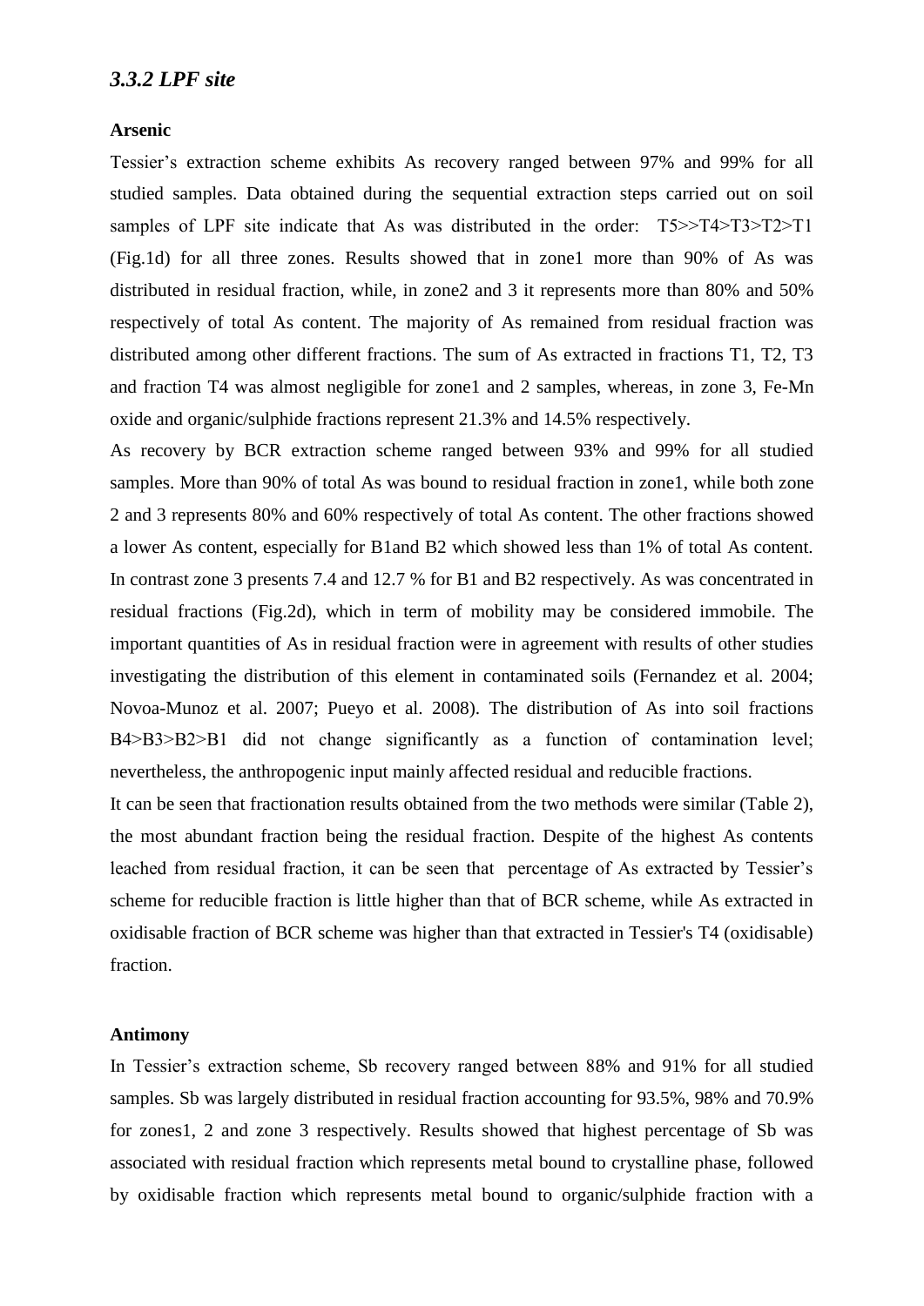### *3.3.2 LPF site*

**Arsenic**

Tessier's extraction scheme exhibits As recovery ranged between 97% and 99% for all studied samples. Data obtained during the sequential extraction steps carried out on soil samples of LPF site indicate that As was distributed in the order: T5>>T4>T3>T2>T1 (Fig.1d) for all three zones. Results showed that in zone1 more than 90% of As was distributed in residual fraction, while, in zone2 and 3 it represents more than 80% and 50% respectively of total As content. The majority of As remained from residual fraction was distributed among other different fractions. The sum of As extracted in fractions T1, T2, T3 and fraction T4 was almost negligible for zone1 and 2 samples, whereas, in zone 3, Fe-Mn oxide and organic/sulphide fractions represent 21.3% and 14.5% respectively.

As recovery by BCR extraction scheme ranged between 93% and 99% for all studied samples. More than 90% of total As was bound to residual fraction in zone1, while both zone 2 and 3 represents 80% and 60% respectively of total As content. The other fractions showed a lower As content, especially for B1and B2 which showed less than 1% of total As content. In contrast zone 3 presents 7.4 and 12.7 % for B1 and B2 respectively. As was concentrated in residual fractions (Fig.2d), which in term of mobility may be considered immobile. The important quantities of As in residual fraction were in agreement with results of other studies investigating the distribution of this element in contaminated soils (Fernandez et al. 2004; Novoa-Munoz et al. 2007; Pueyo et al. 2008). The distribution of As into soil fractions B4>B3>B2>B1 did not change significantly as a function of contamination level; nevertheless, the anthropogenic input mainly affected residual and reducible fractions.

It can be seen that fractionation results obtained from the two methods were similar (Table 2), the most abundant fraction being the residual fraction. Despite of the highest As contents leached from residual fraction, it can be seen that percentage of As extracted by Tessier's scheme for reducible fraction is little higher than that of BCR scheme, while As extracted in oxidisable fraction of BCR scheme was higher than that extracted in Tessier's T4 (oxidisable) fraction.

**Antimony**

In Tessier's extraction scheme, Sb recovery ranged between 88% and 91% for all studied samples. Sb was largely distributed in residual fraction accounting for 93.5%, 98% and 70.9% for zones1, 2 and zone 3 respectively. Results showed that highest percentage of Sb was associated with residual fraction which represents metal bound to crystalline phase, followed by oxidisable fraction which represents metal bound to organic/sulphide fraction with a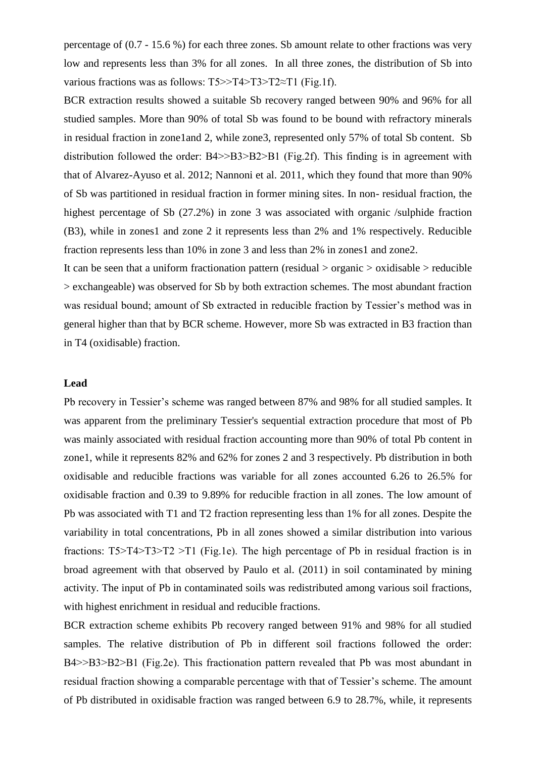percentage of (0.7 - 15.6 %) for each three zones. Sb amount relate to other fractions was very low and represents less than 3% for all zones. In all three zones, the distribution of Sb into various fractions was as follows: T5>>T4>T3>T2≈T1 (Fig.1f).

BCR extraction results showed a suitable Sb recovery ranged between 90% and 96% for all studied samples. More than 90% of total Sb was found to be bound with refractory minerals in residual fraction in zone1and 2, while zone3, represented only 57% of total Sb content. Sb distribution followed the order: B4>>B3>B2>B1 (Fig.2f). This finding is in agreement with that of Alvarez-Ayuso et al. 2012; Nannoni et al. 2011, which they found that more than 90% of Sb was partitioned in residual fraction in former mining sites. In non- residual fraction, the highest percentage of Sb (27.2%) in zone 3 was associated with organic /sulphide fraction (B3), while in zones1 and zone 2 it represents less than 2% and 1% respectively. Reducible fraction represents less than 10% in zone 3 and less than 2% in zones1 and zone2.

It can be seen that a uniform fractionation pattern (residual > organic > oxidisable > reducible > exchangeable) was observed for Sb by both extraction schemes. The most abundant fraction was residual bound; amount of Sb extracted in reducible fraction by Tessier's method was in general higher than that by BCR scheme. However, more Sb was extracted in B3 fraction than in T4 (oxidisable) fraction.

**Lead**

Pb recovery in Tessier's scheme was ranged between 87% and 98% for all studied samples. It was apparent from the preliminary Tessier's sequential extraction procedure that most of Pb was mainly associated with residual fraction accounting more than 90% of total Pb content in zone1, while it represents 82% and 62% for zones 2 and 3 respectively. Pb distribution in both oxidisable and reducible fractions was variable for all zones accounted 6.26 to 26.5% for oxidisable fraction and 0.39 to 9.89% for reducible fraction in all zones. The low amount of Pb was associated with T1 and T2 fraction representing less than 1% for all zones. Despite the variability in total concentrations, Pb in all zones showed a similar distribution into various fractions: T5>T4>T3>T2 >T1 (Fig.1e). The high percentage of Pb in residual fraction is in broad agreement with that observed by Paulo et al. (2011) in soil contaminated by mining activity. The input of Pb in contaminated soils was redistributed among various soil fractions, with highest enrichment in residual and reducible fractions.

BCR extraction scheme exhibits Pb recovery ranged between 91% and 98% for all studied samples. The relative distribution of Pb in different soil fractions followed the order: B4>>B3>B2>B1 (Fig.2e). This fractionation pattern revealed that Pb was most abundant in residual fraction showing a comparable percentage with that of Tessier's scheme. The amount of Pb distributed in oxidisable fraction was ranged between 6.9 to 28.7%, while, it represents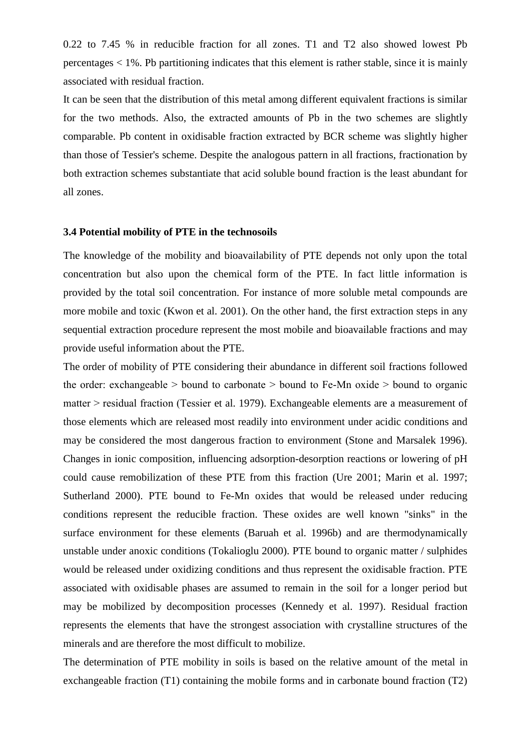0.22 to 7.45 % in reducible fraction for all zones. T1 and T2 also showed lowest Pb percentages < 1%. Pb partitioning indicates that this element is rather stable, since it is mainly associated with residual fraction.

It can be seen that the distribution of this metal among different equivalent fractions is similar for the two methods. Also, the extracted amounts of Pb in the two schemes are slightly comparable. Pb content in oxidisable fraction extracted by BCR scheme was slightly higher than those of Tessier's scheme. Despite the analogous pattern in all fractions, fractionation by both extraction schemes substantiate that acid soluble bound fraction is the least abundant for all zones.

### 3.4 Potential mobility of PTE in the technosoils

The knowledge of the mobility and bioavailability of PTE depends not only upon the total concentration but also upon the chemical form of the PTE. In fact little information is provided by the total soil concentration. For instance of more soluble metal compounds are more mobile and toxic (Kwon et al. 2001). On the other hand, the first extraction steps in any sequential extraction procedure represent the most mobile and bioavailable fractions and may provide useful information about the PTE.

The order of mobility of PTE considering their abundance in different soil fractions followed the order: exchangeable > bound to carbonate > bound to Fe-Mn oxide > bound to organic matter > residual fraction (Tessier et al. 1979). Exchangeable elements are a measurement of those elements which are released most readily into environment under acidic conditions and may be considered the most dangerous fraction to environment (Stone and Marsalek 1996). Changes in ionic composition, influencing adsorption-desorption reactions or lowering of pH could cause remobilization of these PTE from this fraction (Ure 2001; Marin et al. 1997; Sutherland 2000). PTE bound to Fe-Mn oxides that would be released under reducing conditions represent the reducible fraction. These oxides are well known "sinks" in the surface environment for these elements (Baruah et al. 1996b) and are thermodynamically unstable under anoxic conditions (Tokalioglu 2000). PTE bound to organic matter / sulphides would be released under oxidizing conditions and thus represent the oxidisable fraction. PTE associated with oxidisable phases are assumed to remain in the soil for a longer period but may be mobilized by decomposition processes (Kennedy et al. 1997). Residual fraction represents the elements that have the strongest association with crystalline structures of the minerals and are therefore the most difficult to mobilize.

The determination of PTE mobility in soils is based on the relative amount of the metal in exchangeable fraction (T1) containing the mobile forms and in carbonate bound fraction (T2)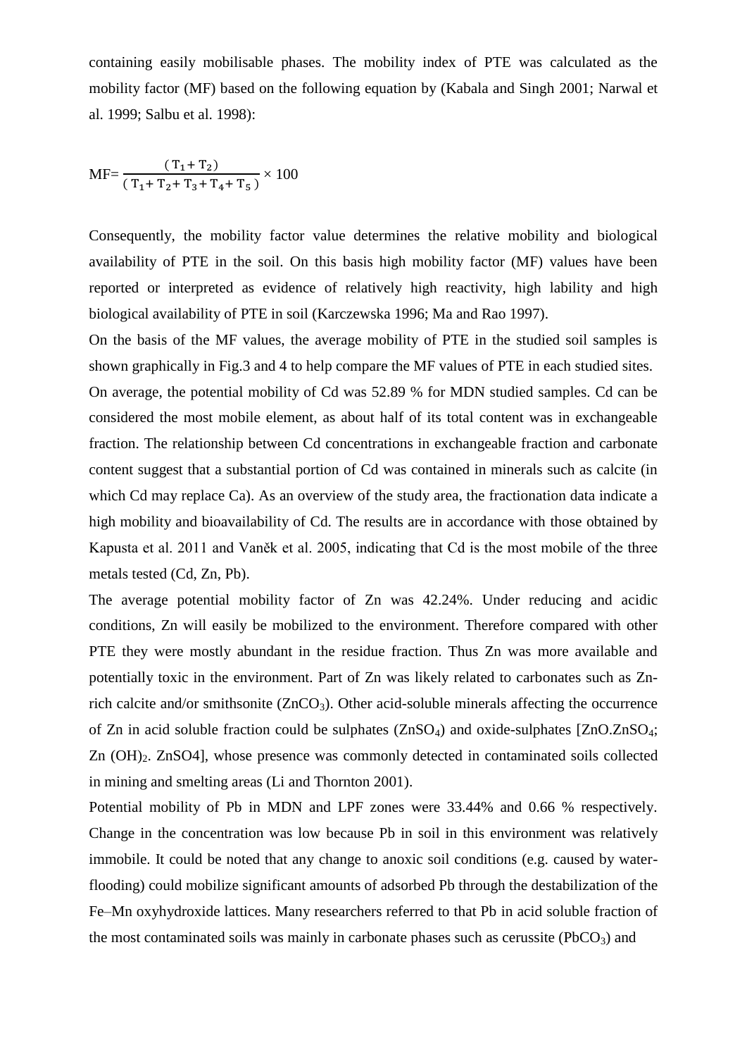containing easily mobilisable phases. The mobility index of PTE was calculated as the mobility factor (MF) based on the following equation by (Kabala and Singh 2001; Narwal et al. 1999; Salbu et al. 1998):

$$MF = \frac{(T_1 + T_2)}{(T_1 + T_2 + T_3 + T_4 + T_5)} \times 100$$

Consequently, the mobility factor value determines the relative mobility and biological availability of PTE in the soil. On this basis high mobility factor (MF) values have been reported or interpreted as evidence of relatively high reactivity, high lability and high biological availability of PTE in soil (Karczewska 1996; Ma and Rao 1997).

On the basis of the MF values, the average mobility of PTE in the studied soil samples is shown graphically in Fig.3 and 4 to help compare the MF values of PTE in each studied sites.

On average, the potential mobility of Cd was 52.89 % for MDN studied samples. Cd can be considered the most mobile element, as about half of its total content was in exchangeable fraction. The relationship between Cd concentrations in exchangeable fraction and carbonate content suggest that a substantial portion of Cd was contained in minerals such as calcite (in which Cd may replace Ca). As an overview of the study area, the fractionation data indicate a high mobility and bioavailability of Cd. The results are in accordance with those obtained by Kapusta et al. 2011 and Vaněk et al. 2005, indicating that Cd is the most mobile of the three metals tested (Cd, Zn, Pb).

The average potential mobility factor of Zn was 42.24%. Under reducing and acidic conditions, Zn will easily be mobilized to the environment. Therefore compared with other PTE they were mostly abundant in the residue fraction. Thus Zn was more available and potentially toxic in the environment. Part of Zn was likely related to carbonates such as Zn-rich calcite and/or smithsonite ($ZnCO_3$). Other acid-soluble minerals affecting the occurrence of Zn in acid soluble fraction could be sulphates ($ZnSO_4$) and oxide-sulphates [$ZnO.ZnSO_4$; $Zn(OH)_2$. ZnSO4], whose presence was commonly detected in contaminated soils collected in mining and smelting areas (Li and Thornton 2001).

Potential mobility of Pb in MDN and LPF zones were 33.44% and 0.66 % respectively. Change in the concentration was low because Pb in soil in this environment was relatively immobile. It could be noted that any change to anoxic soil conditions (e.g. caused by water-flooding) could mobilize significant amounts of adsorbed Pb through the destabilization of the Fe–Mn oxyhydroxide lattices. Many researchers referred to that Pb in acid soluble fraction of the most contaminated soils was mainly in carbonate phases such as cerussite ($PbCO_3$) and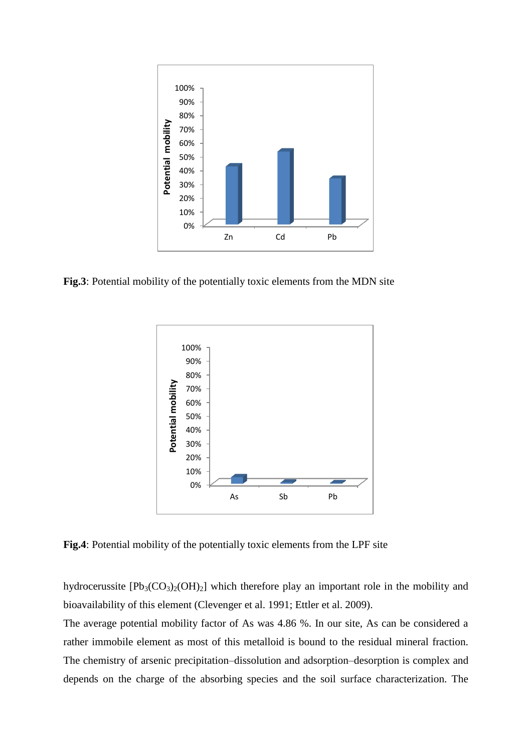**Fig.3**: Potential mobility of the potentially toxic elements from the MDN site

**Fig.4**: Potential mobility of the potentially toxic elements from the LPF site

hydrocerussite [$Pb_3(CO_3)_2(OH)_2$] which therefore play an important role in the mobility and bioavailability of this element (Clevenger et al. 1991; Ettler et al. 2009).

The average potential mobility factor of As was 4.86 %. In our site, As can be considered a rather immobile element as most of this metalloid is bound to the residual mineral fraction. The chemistry of arsenic precipitation–dissolution and adsorption–desorption is complex and depends on the charge of the absorbing species and the soil surface characterization. The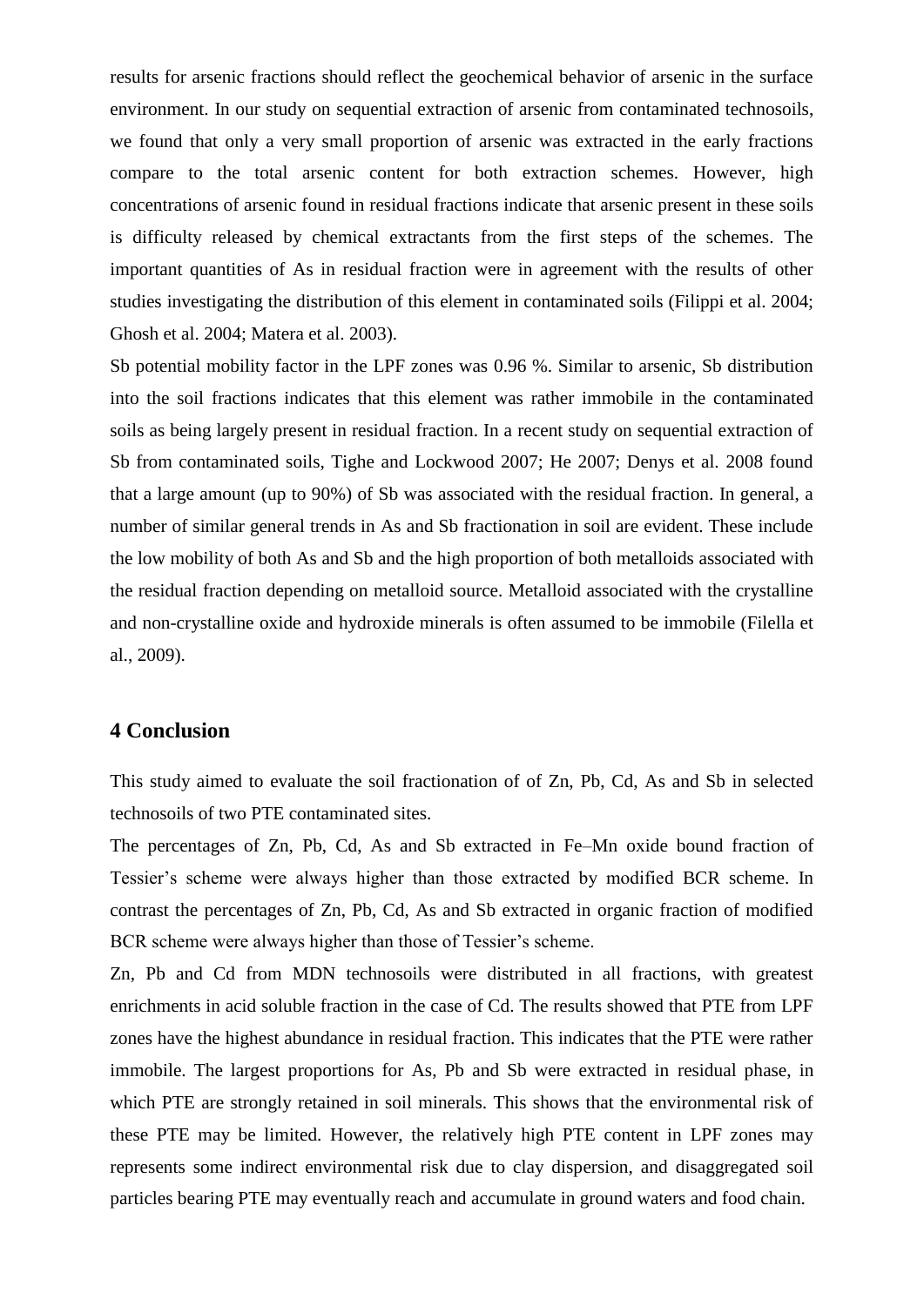results for arsenic fractions should reflect the geochemical behavior of arsenic in the surface environment. In our study on sequential extraction of arsenic from contaminated technosoils, we found that only a very small proportion of arsenic was extracted in the early fractions compare to the total arsenic content for both extraction schemes. However, high concentrations of arsenic found in residual fractions indicate that arsenic present in these soils is difficulty released by chemical extractants from the first steps of the schemes. The important quantities of As in residual fraction were in agreement with the results of other studies investigating the distribution of this element in contaminated soils (Filippi et al. 2004; Ghosh et al. 2004; Matera et al. 2003).

Sb potential mobility factor in the LPF zones was 0.96 %. Similar to arsenic, Sb distribution into the soil fractions indicates that this element was rather immobile in the contaminated soils as being largely present in residual fraction. In a recent study on sequential extraction of Sb from contaminated soils, Tighe and Lockwood 2007; He 2007; Denys et al. 2008 found that a large amount (up to 90%) of Sb was associated with the residual fraction. In general, a number of similar general trends in As and Sb fractionation in soil are evident. These include the low mobility of both As and Sb and the high proportion of both metalloids associated with the residual fraction depending on metalloid source. Metalloid associated with the crystalline and non-crystalline oxide and hydroxide minerals is often assumed to be immobile (Filella et al., 2009).

## 4 Conclusion

This study aimed to evaluate the soil fractionation of of Zn, Pb, Cd, As and Sb in selected technosoils of two PTE contaminated sites.

The percentages of Zn, Pb, Cd, As and Sb extracted in Fe–Mn oxide bound fraction of Tessier's scheme were always higher than those extracted by modified BCR scheme. In contrast the percentages of Zn, Pb, Cd, As and Sb extracted in organic fraction of modified BCR scheme were always higher than those of Tessier's scheme.

Zn, Pb and Cd from MDN technosoils were distributed in all fractions, with greatest enrichments in acid soluble fraction in the case of Cd. The results showed that PTE from LPF zones have the highest abundance in residual fraction. This indicates that the PTE were rather immobile. The largest proportions for As, Pb and Sb were extracted in residual phase, in which PTE are strongly retained in soil minerals. This shows that the environmental risk of these PTE may be limited. However, the relatively high PTE content in LPF zones may represents some indirect environmental risk due to clay dispersion, and disaggregated soil particles bearing PTE may eventually reach and accumulate in ground waters and food chain.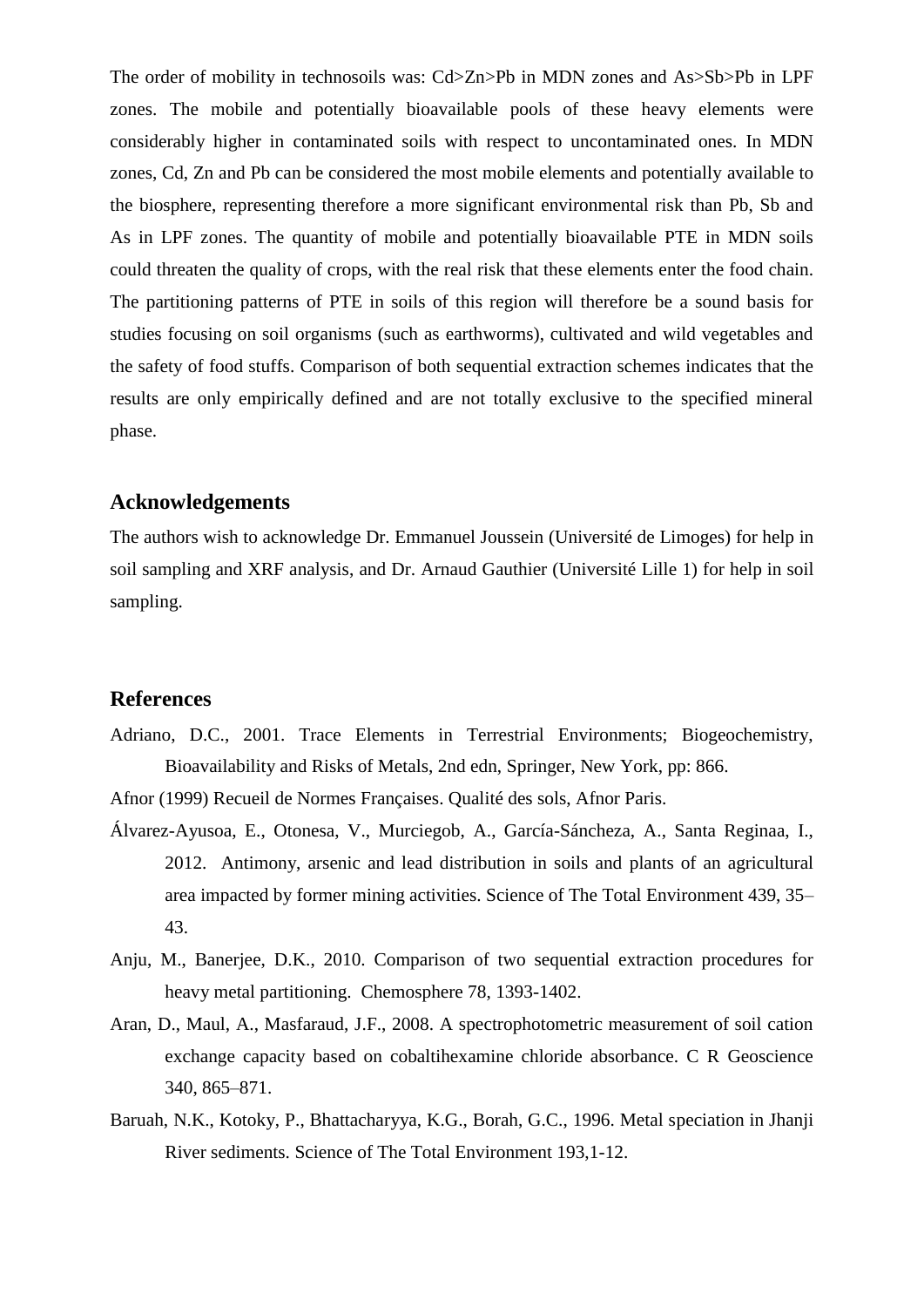The order of mobility in technosoils was: Cd>Zn>Pb in MDN zones and As>Sb>Pb in LPF zones. The mobile and potentially bioavailable pools of these heavy elements were considerably higher in contaminated soils with respect to uncontaminated ones. In MDN zones, Cd, Zn and Pb can be considered the most mobile elements and potentially available to the biosphere, representing therefore a more significant environmental risk than Pb, Sb and As in LPF zones. The quantity of mobile and potentially bioavailable PTE in MDN soils could threaten the quality of crops, with the real risk that these elements enter the food chain. The partitioning patterns of PTE in soils of this region will therefore be a sound basis for studies focusing on soil organisms (such as earthworms), cultivated and wild vegetables and the safety of food stuffs. Comparison of both sequential extraction schemes indicates that the results are only empirically defined and are not totally exclusive to the specified mineral phase.

## Acknowledgements

The authors wish to acknowledge Dr. Emmanuel Joussein (Université de Limoges) for help in soil sampling and XRF analysis, and Dr. Arnaud Gauthier (Université Lille 1) for help in soil sampling.

## References

Adriano, D.C., 2001. Trace Elements in Terrestrial Environments; Biogeochemistry, Bioavailability and Risks of Metals, 2nd edn, Springer, New York, pp: 866.

Afnor (1999) Recueil de Normes Françaises. Qualité des sols, Afnor Paris.

Álvarez-Ayusoa, E., Otonesa, V., Murciegob, A., García-Sáncheza, A., Santa Reginaa, I., 2012. Antimony, arsenic and lead distribution in soils and plants of an agricultural area impacted by former mining activities. Science of The Total Environment 439, 35–43.

Anju, M., Banerjee, D.K., 2010. Comparison of two sequential extraction procedures for heavy metal partitioning. Chemosphere 78, 1393-1402.

Aran, D., Maul, A., Masfaraud, J.F., 2008. A spectrophotometric measurement of soil cation exchange capacity based on cobaltihexamine chloride absorbance. C R Geoscience 340, 865–871.

Baruah, N.K., Kotoky, P., Bhattacharyya, K.G., Borah, G.C., 1996. Metal speciation in Jhanji River sediments. Science of The Total Environment 193,1-12.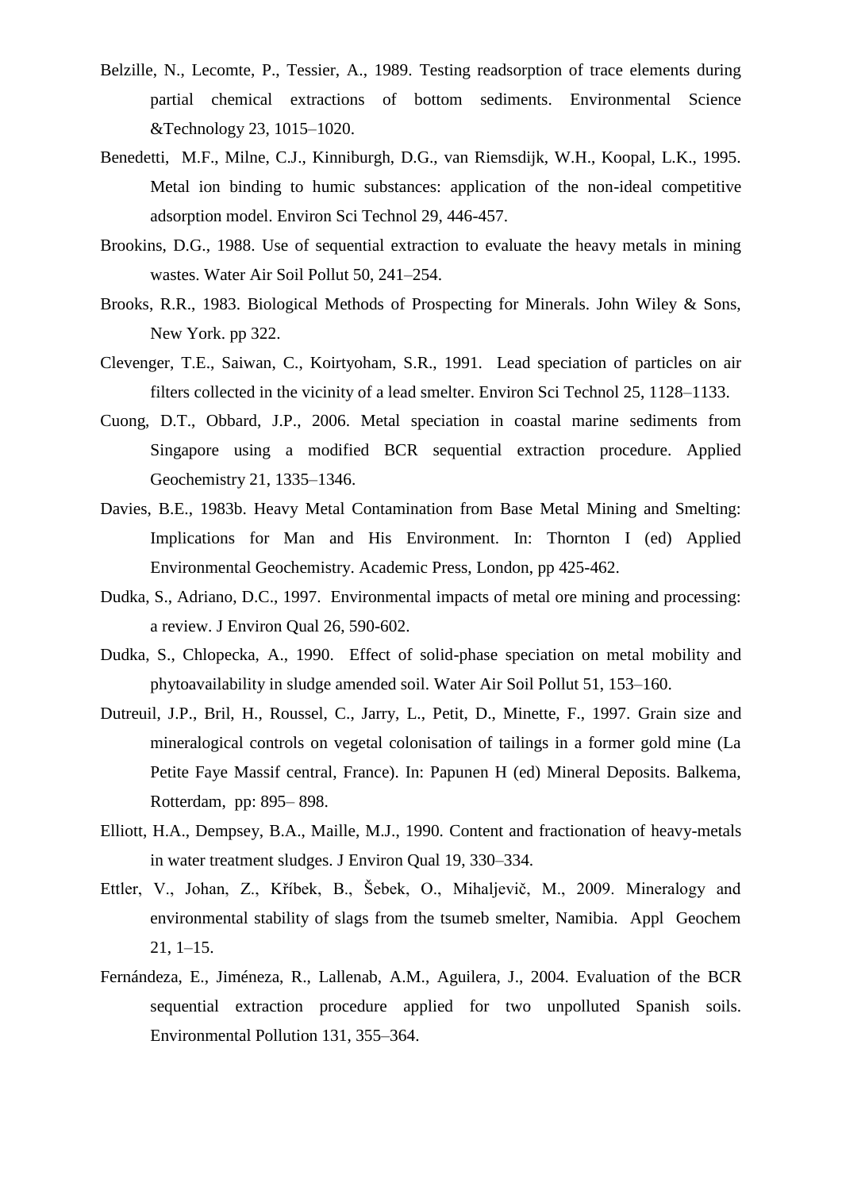Belzille, N., Lecomte, P., Tessier, A., 1989. Testing readsorption of trace elements during partial chemical extractions of bottom sediments. Environmental Science &Technology 23, 1015–1020.

Benedetti, M.F., Milne, C.J., Kinniburgh, D.G., van Riemsdijk, W.H., Koopal, L.K., 1995. Metal ion binding to humic substances: application of the non-ideal competitive adsorption model. Environ Sci Technol 29, 446-457.

Brookins, D.G., 1988. Use of sequential extraction to evaluate the heavy metals in mining wastes. Water Air Soil Pollut 50, 241–254.

Brooks, R.R., 1983. Biological Methods of Prospecting for Minerals. John Wiley & Sons, New York. pp 322.

Clevenger, T.E., Saiwan, C., Koirtyoham, S.R., 1991. Lead speciation of particles on air filters collected in the vicinity of a lead smelter. Environ Sci Technol 25, 1128–1133.

Cuong, D.T., Obbard, J.P., 2006. Metal speciation in coastal marine sediments from Singapore using a modified BCR sequential extraction procedure. Applied Geochemistry 21, 1335–1346.

Davies, B.E., 1983b. Heavy Metal Contamination from Base Metal Mining and Smelting: Implications for Man and His Environment. In: Thornton I (ed) Applied Environmental Geochemistry. Academic Press, London, pp 425-462.

Dudka, S., Adriano, D.C., 1997. Environmental impacts of metal ore mining and processing: a review. J Environ Qual 26, 590-602.

Dudka, S., Chlopecka, A., 1990. Effect of solid-phase speciation on metal mobility and phytoavailability in sludge amended soil. Water Air Soil Pollut 51, 153–160.

Dutreuil, J.P., Bril, H., Roussel, C., Jarry, L., Petit, D., Minette, F., 1997. Grain size and mineralogical controls on vegetal colonisation of tailings in a former gold mine (La Petite Faye Massif central, France). In: Papunen H (ed) Mineral Deposits. Balkema, Rotterdam, pp: 895– 898.

Elliott, H.A., Dempsey, B.A., Maille, M.J., 1990. Content and fractionation of heavy-metals in water treatment sludges. J Environ Qual 19, 330–334.

Ettler, V., Johan, Z., Kříbek, B., Šebek, O., Mihaljevič, M., 2009. Mineralogy and environmental stability of slags from the tsumeb smelter, Namibia. Appl Geochem 21, 1–15.

Fernándeza, E., Jiméneza, R., Lallenab, A.M., Aguilera, J., 2004. Evaluation of the BCR sequential extraction procedure applied for two unpolluted Spanish soils. Environmental Pollution 131, 355–364.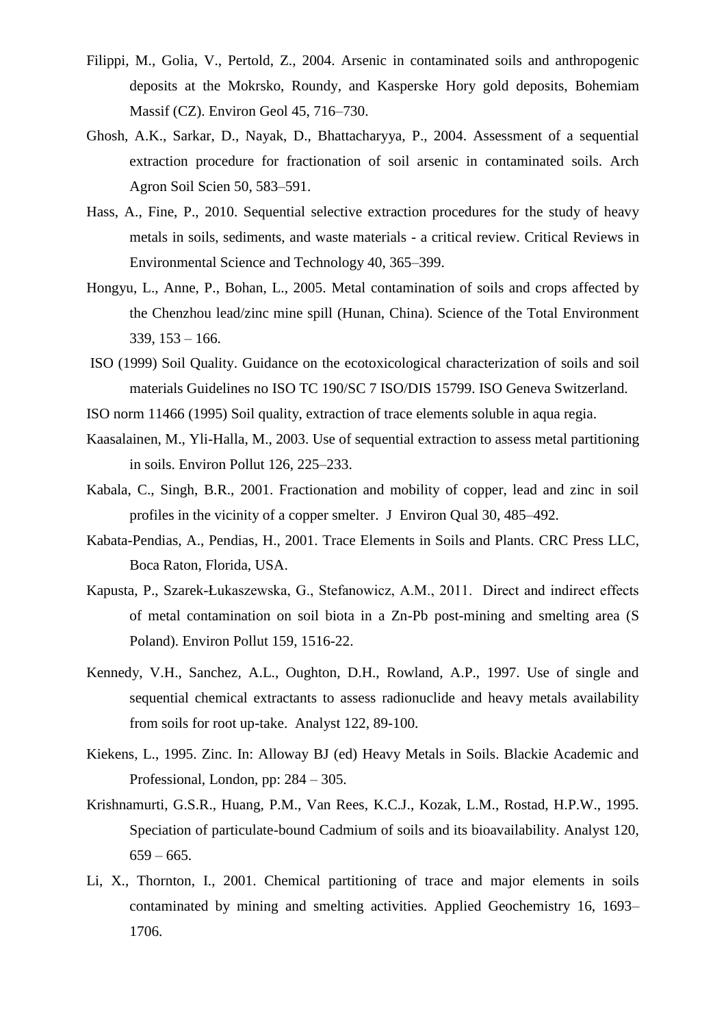Filippi, M., Golia, V., Pertold, Z., 2004. Arsenic in contaminated soils and anthropogenic deposits at the Mokrsko, Roundy, and Kasperske Hory gold deposits, Bohemiam Massif (CZ). Environ Geol 45, 716–730.

Ghosh, A.K., Sarkar, D., Nayak, D., Bhattacharyya, P., 2004. Assessment of a sequential extraction procedure for fractionation of soil arsenic in contaminated soils. Arch Agron Soil Scien 50, 583–591.

Hass, A., Fine, P., 2010. Sequential selective extraction procedures for the study of heavy metals in soils, sediments, and waste materials - a critical review. Critical Reviews in Environmental Science and Technology 40, 365–399.

Hongyu, L., Anne, P., Bohan, L., 2005. Metal contamination of soils and crops affected by the Chenzhou lead/zinc mine spill (Hunan, China). Science of the Total Environment 339, 153 – 166.

ISO (1999) Soil Quality. Guidance on the ecotoxicological characterization of soils and soil materials Guidelines no ISO TC 190/SC 7 ISO/DIS 15799. ISO Geneva Switzerland.

ISO norm 11466 (1995) Soil quality, extraction of trace elements soluble in aqua regia.

Kaasalainen, M., Yli-Halla, M., 2003. Use of sequential extraction to assess metal partitioning in soils. Environ Pollut 126, 225–233.

Kabala, C., Singh, B.R., 2001. Fractionation and mobility of copper, lead and zinc in soil profiles in the vicinity of a copper smelter. J Environ Qual 30, 485–492.

Kabata-Pendias, A., Pendias, H., 2001. Trace Elements in Soils and Plants. CRC Press LLC, Boca Raton, Florida, USA.

Kapusta, P., Szarek-Łukaszewska, G., Stefanowicz, A.M., 2011. Direct and indirect effects of metal contamination on soil biota in a Zn-Pb post-mining and smelting area (S Poland). Environ Pollut 159, 1516-22.

Kennedy, V.H., Sanchez, A.L., Oughton, D.H., Rowland, A.P., 1997. Use of single and sequential chemical extractants to assess radionuclide and heavy metals availability from soils for root up-take. Analyst 122, 89-100.

Kiekens, L., 1995. Zinc. In: Alloway BJ (ed) Heavy Metals in Soils. Blackie Academic and Professional, London, pp: 284 – 305.

Krishnamurti, G.S.R., Huang, P.M., Van Rees, K.C.J., Kozak, L.M., Rostad, H.P.W., 1995. Speciation of particulate-bound Cadmium of soils and its bioavailability. Analyst 120, 659 – 665.

Li, X., Thornton, I., 2001. Chemical partitioning of trace and major elements in soils contaminated by mining and smelting activities. Applied Geochemistry 16, 1693–1706.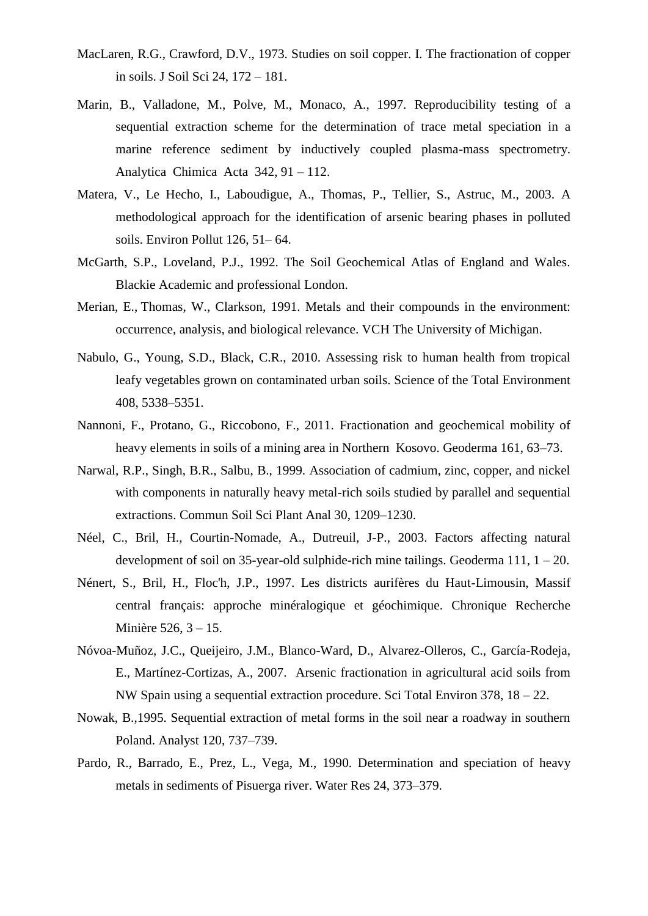MacLaren, R.G., Crawford, D.V., 1973. Studies on soil copper. I. The fractionation of copper in soils. J Soil Sci 24, 172 – 181.

Marin, B., Valladone, M., Polve, M., Monaco, A., 1997. Reproducibility testing of a sequential extraction scheme for the determination of trace metal speciation in a marine reference sediment by inductively coupled plasma-mass spectrometry. Analytica Chimica Acta 342, 91 – 112.

Matera, V., Le Hecho, I., Laboudigue, A., Thomas, P., Tellier, S., Astruc, M., 2003. A methodological approach for the identification of arsenic bearing phases in polluted soils. Environ Pollut 126, 51– 64.

McGarth, S.P., Loveland, P.J., 1992. The Soil Geochemical Atlas of England and Wales. Blackie Academic and professional London.

Merian, E., Thomas, W., Clarkson, 1991. Metals and their compounds in the environment: occurrence, analysis, and biological relevance. VCH The University of Michigan.

Nabulo, G., Young, S.D., Black, C.R., 2010. Assessing risk to human health from tropical leafy vegetables grown on contaminated urban soils. Science of the Total Environment 408, 5338–5351.

Nannoni, F., Protano, G., Riccobono, F., 2011. Fractionation and geochemical mobility of heavy elements in soils of a mining area in Northern Kosovo. Geoderma 161, 63–73.

Narwal, R.P., Singh, B.R., Salbu, B., 1999. Association of cadmium, zinc, copper, and nickel with components in naturally heavy metal-rich soils studied by parallel and sequential extractions. Commun Soil Sci Plant Anal 30, 1209–1230.

Néel, C., Bril, H., Courtin-Nomade, A., Dutreuil, J-P., 2003. Factors affecting natural development of soil on 35-year-old sulphide-rich mine tailings. Geoderma 111, 1 – 20.

Nénert, S., Bril, H., Floc'h, J.P., 1997. Les districts aurifères du Haut-Limousin, Massif central français: approche minéralogique et géochimique. Chronique Recherche Minière 526, 3 – 15.

Nóvoa-Muñoz, J.C., Queijeiro, J.M., Blanco-Ward, D., Alvarez-Olleros, C., García-Rodeja, E., Martínez-Cortizas, A., 2007. Arsenic fractionation in agricultural acid soils from NW Spain using a sequential extraction procedure. Sci Total Environ 378, 18 – 22.

Nowak, B.,1995. Sequential extraction of metal forms in the soil near a roadway in southern Poland. Analyst 120, 737–739.

Pardo, R., Barrado, E., Prez, L., Vega, M., 1990. Determination and speciation of heavy metals in sediments of Pisuerga river. Water Res 24, 373–379.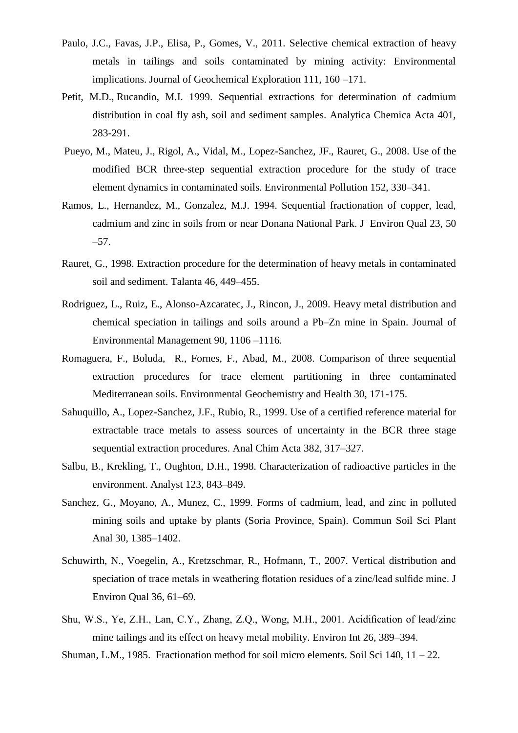Paulo, J.C., Favas, J.P., Elisa, P., Gomes, V., 2011. Selective chemical extraction of heavy metals in tailings and soils contaminated by mining activity: Environmental implications. Journal of Geochemical Exploration 111, 160 –171.

Petit, M.D., Rucandio, M.I. 1999. Sequential extractions for determination of cadmium distribution in coal fly ash, soil and sediment samples. Analytica Chemica Acta 401, 283-291.

Pueyo, M., Mateu, J., Rigol, A., Vidal, M., Lopez-Sanchez, JF., Rauret, G., 2008. Use of the modified BCR three-step sequential extraction procedure for the study of trace element dynamics in contaminated soils. Environmental Pollution 152, 330–341.

Ramos, L., Hernandez, M., Gonzalez, M.J. 1994. Sequential fractionation of copper, lead, cadmium and zinc in soils from or near Donana National Park. J Environ Qual 23, 50 –57.

Rauret, G., 1998. Extraction procedure for the determination of heavy metals in contaminated soil and sediment. Talanta 46, 449–455.

Rodriguez, L., Ruiz, E., Alonso-Azcaratec, J., Rincon, J., 2009. Heavy metal distribution and chemical speciation in tailings and soils around a Pb–Zn mine in Spain. Journal of Environmental Management 90, 1106 –1116.

Romaguera, F., Boluda, R., Fornes, F., Abad, M., 2008. Comparison of three sequential extraction procedures for trace element partitioning in three contaminated Mediterranean soils. Environmental Geochemistry and Health 30, 171-175.

Sahuquillo, A., Lopez-Sanchez, J.F., Rubio, R., 1999. Use of a certified reference material for extractable trace metals to assess sources of uncertainty in the BCR three stage sequential extraction procedures. Anal Chim Acta 382, 317–327.

Salbu, B., Krekling, T., Oughton, D.H., 1998. Characterization of radioactive particles in the environment. Analyst 123, 843–849.

Sanchez, G., Moyano, A., Munez, C., 1999. Forms of cadmium, lead, and zinc in polluted mining soils and uptake by plants (Soria Province, Spain). Commun Soil Sci Plant Anal 30, 1385–1402.

Schuwirth, N., Voegelin, A., Kretzschmar, R., Hofmann, T., 2007. Vertical distribution and speciation of trace metals in weathering flotation residues of a zinc/lead sulfide mine. J Environ Qual 36, 61–69.

Shu, W.S., Ye, Z.H., Lan, C.Y., Zhang, Z.Q., Wong, M.H., 2001. Acidification of lead/zinc mine tailings and its effect on heavy metal mobility. Environ Int 26, 389–394.

Shuman, L.M., 1985. Fractionation method for soil micro elements. Soil Sci 140, 11 – 22.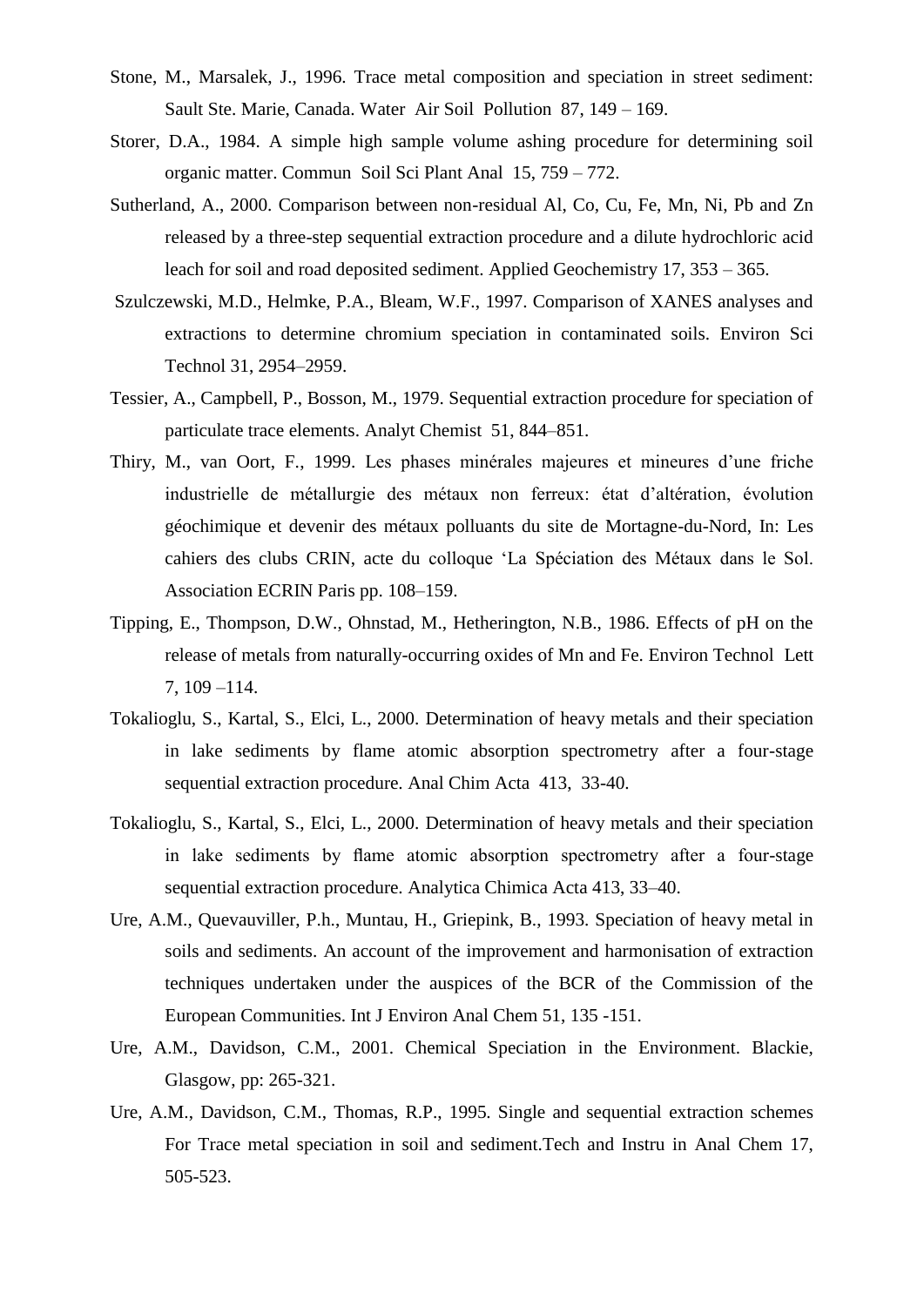Stone, M., Marsalek, J., 1996. Trace metal composition and speciation in street sediment: Sault Ste. Marie, Canada. Water Air Soil Pollution 87, 149 – 169.

Storer, D.A., 1984. A simple high sample volume ashing procedure for determining soil organic matter. Commun Soil Sci Plant Anal 15, 759 – 772.

Sutherland, A., 2000. Comparison between non-residual Al, Co, Cu, Fe, Mn, Ni, Pb and Zn released by a three-step sequential extraction procedure and a dilute hydrochloric acid leach for soil and road deposited sediment. Applied Geochemistry 17, 353 – 365.

Szulczewski, M.D., Helmke, P.A., Bleam, W.F., 1997. Comparison of XANES analyses and extractions to determine chromium speciation in contaminated soils. Environ Sci Technol 31, 2954–2959.

Tessier, A., Campbell, P., Bosson, M., 1979. Sequential extraction procedure for speciation of particulate trace elements. Analyt Chemist 51, 844–851.

Thiry, M., van Oort, F., 1999. Les phases minérales majeures et mineures d'une friche industrielle de métallurgie des métaux non ferreux: état d'altération, évolution géochimique et devenir des métaux polluants du site de Mortagne-du-Nord, In: Les cahiers des clubs CRIN, acte du colloque 'La Spéciation des Métaux dans le Sol. Association ECRIN Paris pp. 108–159.

Tipping, E., Thompson, D.W., Ohnstad, M., Hetherington, N.B., 1986. Effects of pH on the release of metals from naturally-occurring oxides of Mn and Fe. Environ Technol Lett 7, 109 –114.

Tokalioglu, S., Kartal, S., Elci, L., 2000. Determination of heavy metals and their speciation in lake sediments by flame atomic absorption spectrometry after a four-stage sequential extraction procedure. Anal Chim Acta 413, 33-40.

Tokalioglu, S., Kartal, S., Elci, L., 2000. Determination of heavy metals and their speciation in lake sediments by flame atomic absorption spectrometry after a four-stage sequential extraction procedure. Analytica Chimica Acta 413, 33–40.

Ure, A.M., Quevauviller, P.h., Muntau, H., Griepink, B., 1993. Speciation of heavy metal in soils and sediments. An account of the improvement and harmonisation of extraction techniques undertaken under the auspices of the BCR of the Commission of the European Communities. Int J Environ Anal Chem 51, 135 -151.

Ure, A.M., Davidson, C.M., 2001. Chemical Speciation in the Environment. Blackie, Glasgow, pp: 265-321.

Ure, A.M., Davidson, C.M., Thomas, R.P., 1995. Single and sequential extraction schemes For Trace metal speciation in soil and sediment.Tech and Instru in Anal Chem 17, 505-523.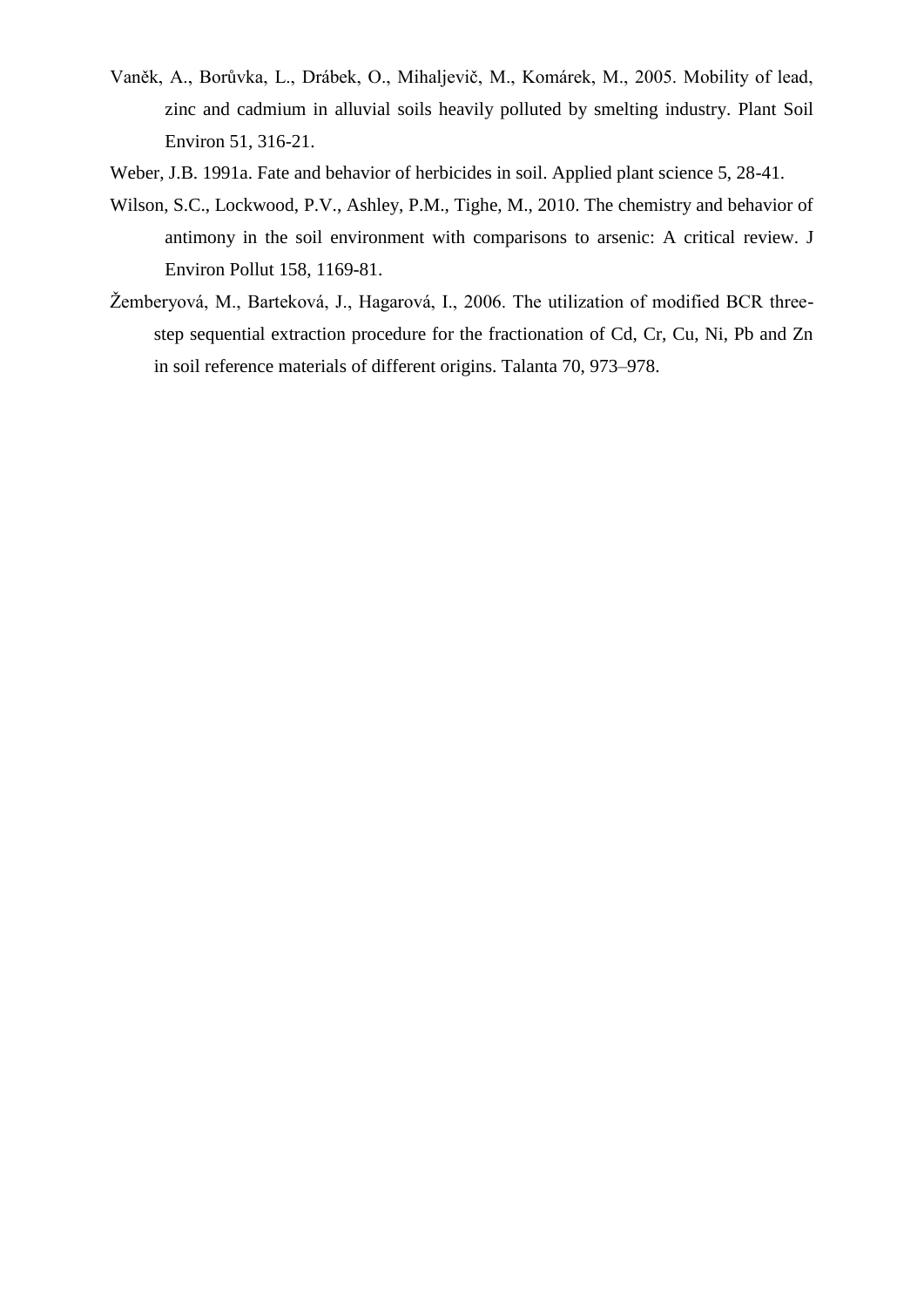Vaněk, A., Borůvka, L., Drábek, O., Mihaljevič, M., Komárek, M., 2005. Mobility of lead, zinc and cadmium in alluvial soils heavily polluted by smelting industry. Plant Soil Environ 51, 316-21.

Weber, J.B. 1991a. Fate and behavior of herbicides in soil. Applied plant science 5, 28-41.

Wilson, S.C., Lockwood, P.V., Ashley, P.M., Tighe, M., 2010. The chemistry and behavior of antimony in the soil environment with comparisons to arsenic: A critical review. J Environ Pollut 158, 1169-81.

Žemberyová, M., Barteková, J., Hagarová, I., 2006. The utilization of modified BCR three-step sequential extraction procedure for the fractionation of Cd, Cr, Cu, Ni, Pb and Zn in soil reference materials of different origins. Talanta 70, 973–978.